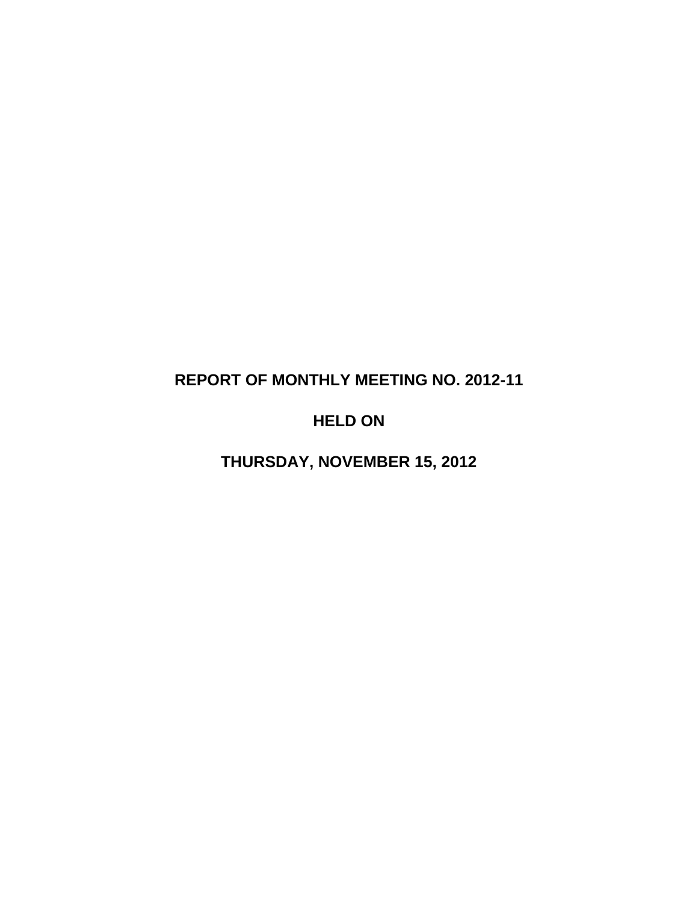# REPORT OF MONTHLY MEETING NO. 2012-11

## HELD ON

## THURSDAY, NOVEMBER 15, 2012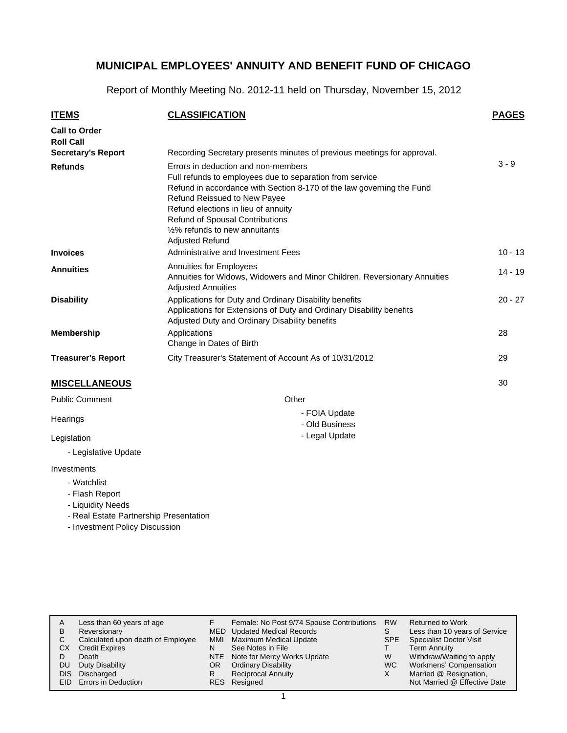# MUNICIPAL EMPLOYEES' ANNUITY AND BENEFIT FUND OF CHICAGO

Report of Monthly Meeting No. 2012-11 held on Thursday, November 15, 2012

| ITEMS | CLASSIFICATION | PAGES |
|---|---|---|
| **Call to Order** | | |
| **Roll Call** | | |
| **Secretary's Report** | Recording Secretary presents minutes of previous meetings for approval. | |
| **Refunds** | Errors in deduction and non-members<br>Full refunds to employees due to separation from service<br>Refund in accordance with Section 8-170 of the law governing the Fund<br>Refund Reissued to New Payee<br>Refund elections in lieu of annuity<br>Refund of Spousal Contributions<br>½% refunds to new annuitants<br>Adjusted Refund | 3 - 9 |
| **Invoices** | Administrative and Investment Fees | 10 - 13 |
| **Annuities** | Annuities for Employees<br>Annuities for Widows, Widowers and Minor Children, Reversionary Annuities<br>Adjusted Annuities | 14 - 19 |
| **Disability** | Applications for Duty and Ordinary Disability benefits<br>Applications for Extensions of Duty and Ordinary Disability benefits<br>Adjusted Duty and Ordinary Disability benefits | 20 - 27 |
| **Membership** | Applications<br>Change in Dates of Birth | 28 |
| **Treasurer's Report** | City Treasurer's Statement of Account As of 10/31/2012 | 29 |

## MISCELLANEOUS

30

Public Comment

Hearings

Legislation

- Legislative Update

Investments

- Watchlist
- Flash Report
- Liquidity Needs
- Real Estate Partnership Presentation
- Investment Policy Discussion

Other

- FOIA Update
- Old Business
- Legal Update

| | | | | | |
|---|---|---|---|---|---|
| A | Less than 60 years of age | F | Female: No Post 9/74 Spouse Contributions | RW | Returned to Work |
| B | Reversionary | MED | Updated Medical Records | S | Less than 10 years of Service |
| C | Calculated upon death of Employee | MMI | Maximum Medical Update | SPE | Specialist Doctor Visit |
| CX | Credit Expires | N | See Notes in File | T | Term Annuity |
| D | Death | NTE | Note for Mercy Works Update | W | Withdraw/Waiting to apply |
| DU | Duty Disability | OR | Ordinary Disability | WC | Workmens' Compensation |
| DIS | Discharged | R | Reciprocal Annuity | X | Married @ Resignation, Not Married @ Effective Date |
| EID | Errors in Deduction | RES | Resigned | | |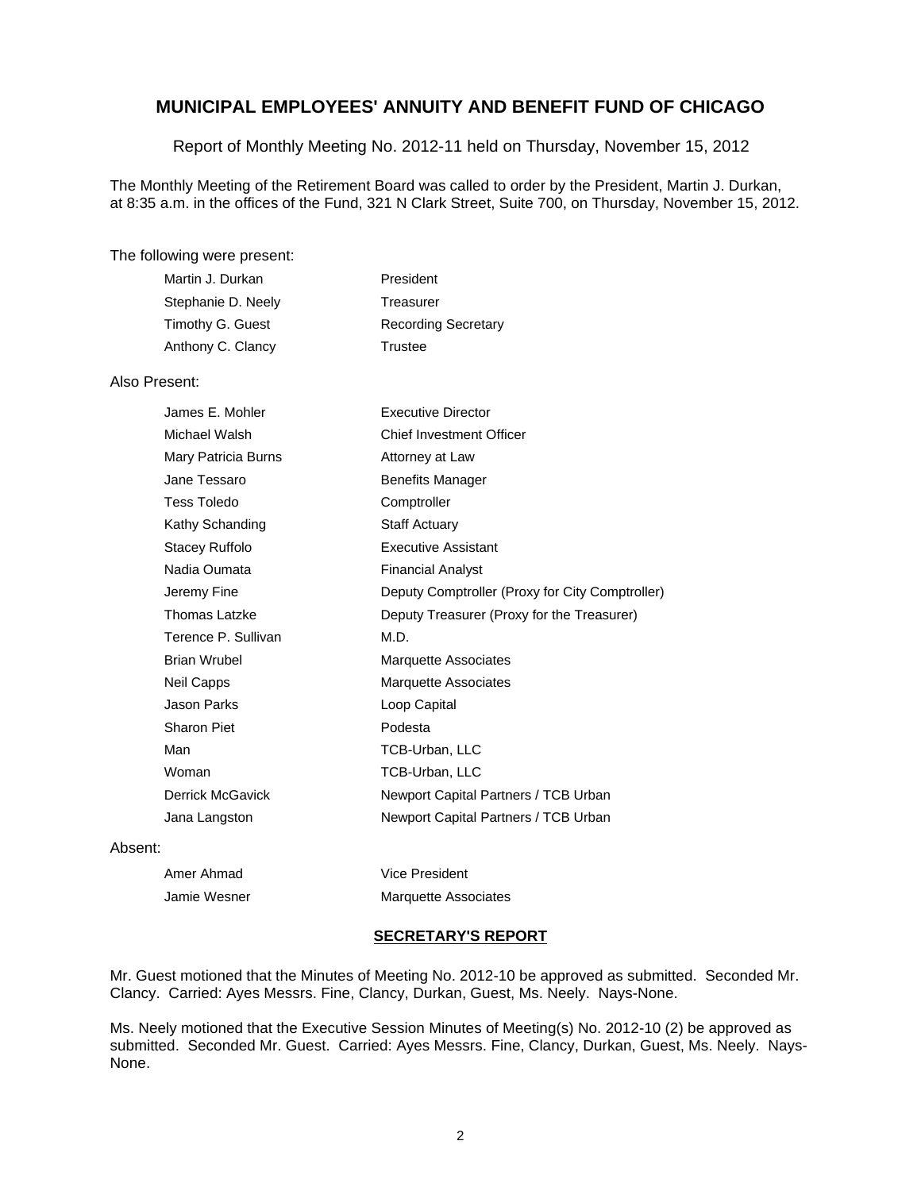# MUNICIPAL EMPLOYEES' ANNUITY AND BENEFIT FUND OF CHICAGO

Report of Monthly Meeting No. 2012-11 held on Thursday, November 15, 2012

The Monthly Meeting of the Retirement Board was called to order by the President, Martin J. Durkan, at 8:35 a.m. in the offices of the Fund, 321 N Clark Street, Suite 700, on Thursday, November 15, 2012.

The following were present:

| | |
|---|---|
| Martin J. Durkan | President |
| Stephanie D. Neely | Treasurer |
| Timothy G. Guest | Recording Secretary |
| Anthony C. Clancy | Trustee |

Also Present:

| | |
|---|---|
| James E. Mohler | Executive Director |
| Michael Walsh | Chief Investment Officer |
| Mary Patricia Burns | Attorney at Law |
| Jane Tessaro | Benefits Manager |
| Tess Toledo | Comptroller |
| Kathy Schanding | Staff Actuary |
| Stacey Ruffolo | Executive Assistant |
| Nadia Oumata | Financial Analyst |
| Jeremy Fine | Deputy Comptroller (Proxy for City Comptroller) |
| Thomas Latzke | Deputy Treasurer (Proxy for the Treasurer) |
| Terence P. Sullivan | M.D. |
| Brian Wrubel | Marquette Associates |
| Neil Capps | Marquette Associates |
| Jason Parks | Loop Capital |
| Sharon Piet | Podesta |
| Man | TCB-Urban, LLC |
| Woman | TCB-Urban, LLC |
| Derrick McGavick | Newport Capital Partners / TCB Urban |
| Jana Langston | Newport Capital Partners / TCB Urban |

Absent:

| | |
|---|---|
| Amer Ahmad | Vice President |
| Jamie Wesner | Marquette Associates |

## SECRETARY'S REPORT

Mr. Guest motioned that the Minutes of Meeting No. 2012-10 be approved as submitted. Seconded Mr. Clancy. Carried: Ayes Messrs. Fine, Clancy, Durkan, Guest, Ms. Neely. Nays-None.

Ms. Neely motioned that the Executive Session Minutes of Meeting(s) No. 2012-10 (2) be approved as submitted. Seconded Mr. Guest. Carried: Ayes Messrs. Fine, Clancy, Durkan, Guest, Ms. Neely. Nays-None.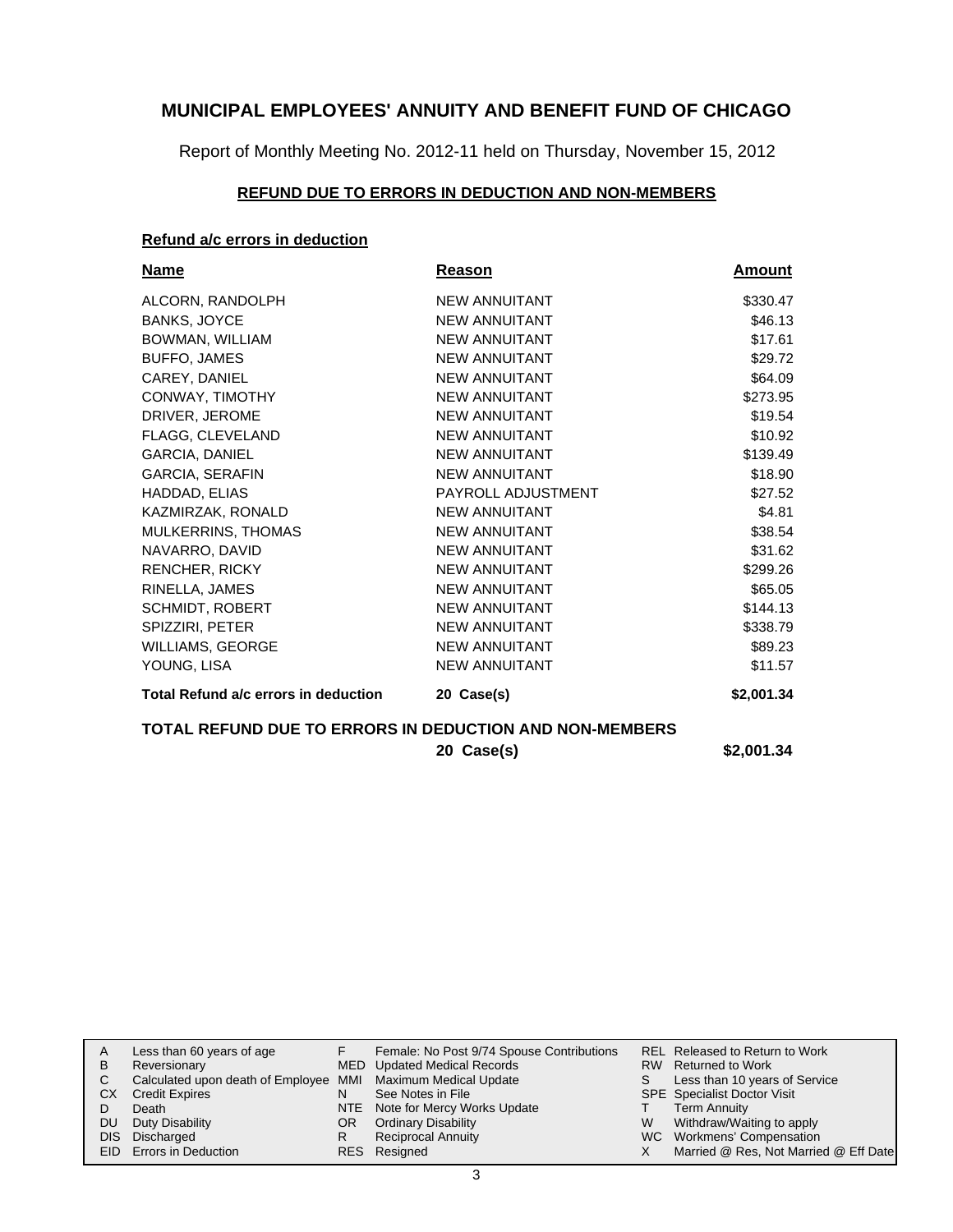# MUNICIPAL EMPLOYEES' ANNUITY AND BENEFIT FUND OF CHICAGO

Report of Monthly Meeting No. 2012-11 held on Thursday, November 15, 2012

## REFUND DUE TO ERRORS IN DEDUCTION AND NON-MEMBERS

### Refund a/c errors in deduction

| Name | Reason | Amount |
|---|---|---|
| ALCORN, RANDOLPH | NEW ANNUITANT | $330.47 |
| BANKS, JOYCE | NEW ANNUITANT | $46.13 |
| BOWMAN, WILLIAM | NEW ANNUITANT | $17.61 |
| BUFFO, JAMES | NEW ANNUITANT | $29.72 |
| CAREY, DANIEL | NEW ANNUITANT | $64.09 |
| CONWAY, TIMOTHY | NEW ANNUITANT | $273.95 |
| DRIVER, JEROME | NEW ANNUITANT | $19.54 |
| FLAGG, CLEVELAND | NEW ANNUITANT | $10.92 |
| GARCIA, DANIEL | NEW ANNUITANT | $139.49 |
| GARCIA, SERAFIN | NEW ANNUITANT | $18.90 |
| HADDAD, ELIAS | PAYROLL ADJUSTMENT | $27.52 |
| KAZMIRZAK, RONALD | NEW ANNUITANT | $4.81 |
| MULKERRINS, THOMAS | NEW ANNUITANT | $38.54 |
| NAVARRO, DAVID | NEW ANNUITANT | $31.62 |
| RENCHER, RICKY | NEW ANNUITANT | $299.26 |
| RINELLA, JAMES | NEW ANNUITANT | $65.05 |
| SCHMIDT, ROBERT | NEW ANNUITANT | $144.13 |
| SPIZZIRI, PETER | NEW ANNUITANT | $338.79 |
| WILLIAMS, GEORGE | NEW ANNUITANT | $89.23 |
| YOUNG, LISA | NEW ANNUITANT | $11.57 |
| **Total Refund a/c errors in deduction** | **20 Case(s)** | **$2,001.34** |

**TOTAL REFUND DUE TO ERRORS IN DEDUCTION AND NON-MEMBERS** **20 Case(s)** **$2,001.34**

| | | | | | |
|---|---|---|---|---|---|
| A | Less than 60 years of age | F | Female: No Post 9/74 Spouse Contributions | REL | Released to Return to Work |
| B | Reversionary | MED | Updated Medical Records | RW | Returned to Work |
| C | Calculated upon death of Employee | MMI | Maximum Medical Update | S | Less than 10 years of Service |
| CX | Credit Expires | N | See Notes in File | SPE | Specialist Doctor Visit |
| D | Death | NTE | Note for Mercy Works Update | T | Term Annuity |
| DU | Duty Disability | OR | Ordinary Disability | W | Withdraw/Waiting to apply |
| DIS | Discharged | R | Reciprocal Annuity | WC | Workmens' Compensation |
| EID | Errors in Deduction | RES | Resigned | X | Married @ Res, Not Married @ Eff Date |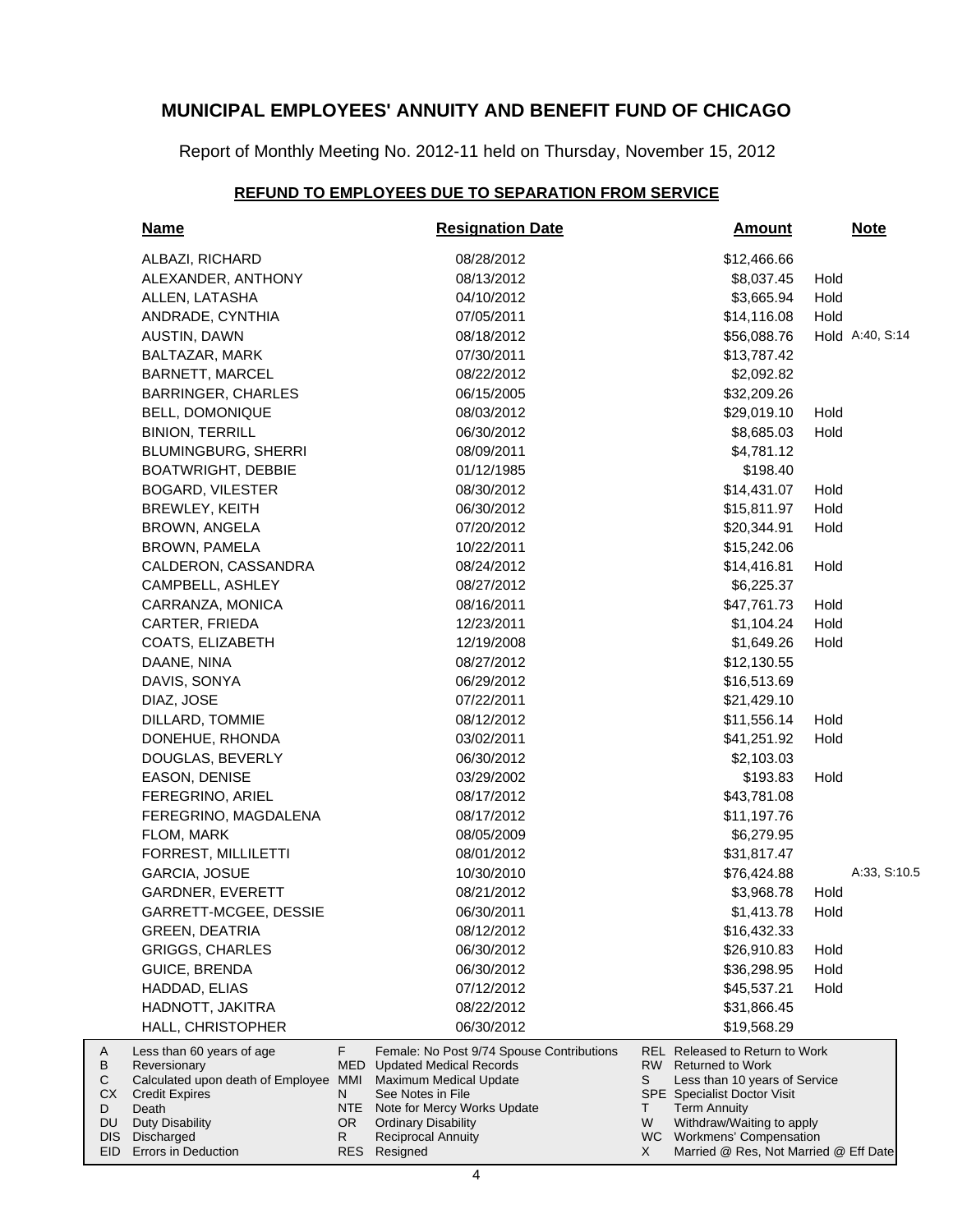# MUNICIPAL EMPLOYEES' ANNUITY AND BENEFIT FUND OF CHICAGO

Report of Monthly Meeting No. 2012-11 held on Thursday, November 15, 2012

## REFUND TO EMPLOYEES DUE TO SEPARATION FROM SERVICE

| Name | Resignation Date | Amount | | Note |
|---|---|---|---|---|
| ALBAZI, RICHARD | 08/28/2012 | $12,466.66 | | |
| ALEXANDER, ANTHONY | 08/13/2012 | $8,037.45 | Hold | |
| ALLEN, LATASHA | 04/10/2012 | $3,665.94 | Hold | |
| ANDRADE, CYNTHIA | 07/05/2011 | $14,116.08 | Hold | |
| AUSTIN, DAWN | 08/18/2012 | $56,088.76 | Hold | A:40, S:14 |
| BALTAZAR, MARK | 07/30/2011 | $13,787.42 | | |
| BARNETT, MARCEL | 08/22/2012 | $2,092.82 | | |
| BARRINGER, CHARLES | 06/15/2005 | $32,209.26 | | |
| BELL, DOMONIQUE | 08/03/2012 | $29,019.10 | Hold | |
| BINION, TERRILL | 06/30/2012 | $8,685.03 | Hold | |
| BLUMINGBURG, SHERRI | 08/09/2011 | $4,781.12 | | |
| BOATWRIGHT, DEBBIE | 01/12/1985 | $198.40 | | |
| BOGARD, VILESTER | 08/30/2012 | $14,431.07 | Hold | |
| BREWLEY, KEITH | 06/30/2012 | $15,811.97 | Hold | |
| BROWN, ANGELA | 07/20/2012 | $20,344.91 | Hold | |
| BROWN, PAMELA | 10/22/2011 | $15,242.06 | | |
| CALDERON, CASSANDRA | 08/24/2012 | $14,416.81 | Hold | |
| CAMPBELL, ASHLEY | 08/27/2012 | $6,225.37 | | |
| CARRANZA, MONICA | 08/16/2011 | $47,761.73 | Hold | |
| CARTER, FRIEDA | 12/23/2011 | $1,104.24 | Hold | |
| COATS, ELIZABETH | 12/19/2008 | $1,649.26 | Hold | |
| DAANE, NINA | 08/27/2012 | $12,130.55 | | |
| DAVIS, SONYA | 06/29/2012 | $16,513.69 | | |
| DIAZ, JOSE | 07/22/2011 | $21,429.10 | | |
| DILLARD, TOMMIE | 08/12/2012 | $11,556.14 | Hold | |
| DONEHUE, RHONDA | 03/02/2011 | $41,251.92 | Hold | |
| DOUGLAS, BEVERLY | 06/30/2012 | $2,103.03 | | |
| EASON, DENISE | 03/29/2002 | $193.83 | Hold | |
| FEREGRINO, ARIEL | 08/17/2012 | $43,781.08 | | |
| FEREGRINO, MAGDALENA | 08/17/2012 | $11,197.76 | | |
| FLOM, MARK | 08/05/2009 | $6,279.95 | | |
| FORREST, MILLILETTI | 08/01/2012 | $31,817.47 | | |
| GARCIA, JOSUE | 10/30/2010 | $76,424.88 | | A:33, S:10.5 |
| GARDNER, EVERETT | 08/21/2012 | $3,968.78 | Hold | |
| GARRETT-MCGEE, DESSIE | 06/30/2011 | $1,413.78 | Hold | |
| GREEN, DEATRIA | 08/12/2012 | $16,432.33 | | |
| GRIGGS, CHARLES | 06/30/2012 | $26,910.83 | Hold | |
| GUICE, BRENDA | 06/30/2012 | $36,298.95 | Hold | |
| HADDAD, ELIAS | 07/12/2012 | $45,537.21 | Hold | |
| HADNOTT, JAKITRA | 08/22/2012 | $31,866.45 | | |
| HALL, CHRISTOPHER | 06/30/2012 | $19,568.29 | | |

| | | | | | |
|---|---|---|---|---|---|
| A | Less than 60 years of age | F | Female: No Post 9/74 Spouse Contributions | REL | Released to Return to Work |
| B | Reversionary | MED | Updated Medical Records | RW | Returned to Work |
| C | Calculated upon death of Employee | MMI | Maximum Medical Update | S | Less than 10 years of Service |
| CX | Credit Expires | N | See Notes in File | SPE | Specialist Doctor Visit |
| D | Death | NTE | Note for Mercy Works Update | T | Term Annuity |
| DU | Duty Disability | OR | Ordinary Disability | W | Withdraw/Waiting to apply |
| DIS | Discharged | R | Reciprocal Annuity | WC | Workmens' Compensation |
| EID | Errors in Deduction | RES | Resigned | X | Married @ Res, Not Married @ Eff Date |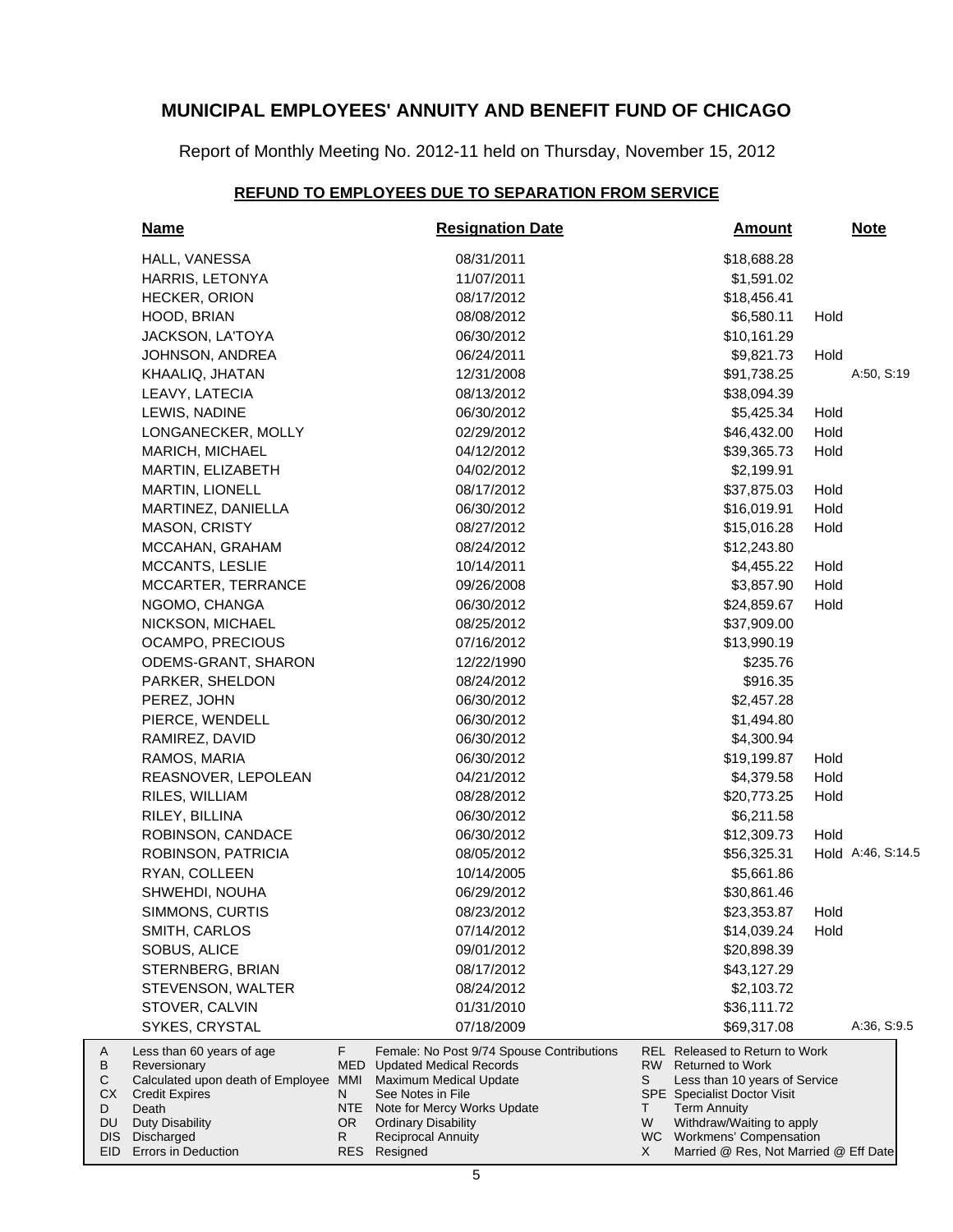# MUNICIPAL EMPLOYEES' ANNUITY AND BENEFIT FUND OF CHICAGO

Report of Monthly Meeting No. 2012-11 held on Thursday, November 15, 2012

## REFUND TO EMPLOYEES DUE TO SEPARATION FROM SERVICE

| Name | Resignation Date | Amount | | Note |
|---|---|---|---|---|
| HALL, VANESSA | 08/31/2011 | $18,688.28 | | |
| HARRIS, LETONYA | 11/07/2011 | $1,591.02 | | |
| HECKER, ORION | 08/17/2012 | $18,456.41 | | |
| HOOD, BRIAN | 08/08/2012 | $6,580.11 | Hold | |
| JACKSON, LA'TOYA | 06/30/2012 | $10,161.29 | | |
| JOHNSON, ANDREA | 06/24/2011 | $9,821.73 | Hold | |
| KHAALIQ, JHATAN | 12/31/2008 | $91,738.25 | | A:50, S:19 |
| LEAVY, LATECIA | 08/13/2012 | $38,094.39 | | |
| LEWIS, NADINE | 06/30/2012 | $5,425.34 | Hold | |
| LONGANECKER, MOLLY | 02/29/2012 | $46,432.00 | Hold | |
| MARICH, MICHAEL | 04/12/2012 | $39,365.73 | Hold | |
| MARTIN, ELIZABETH | 04/02/2012 | $2,199.91 | | |
| MARTIN, LIONELL | 08/17/2012 | $37,875.03 | Hold | |
| MARTINEZ, DANIELLA | 06/30/2012 | $16,019.91 | Hold | |
| MASON, CRISTY | 08/27/2012 | $15,016.28 | Hold | |
| MCCAHAN, GRAHAM | 08/24/2012 | $12,243.80 | | |
| MCCANTS, LESLIE | 10/14/2011 | $4,455.22 | Hold | |
| MCCARTER, TERRANCE | 09/26/2008 | $3,857.90 | Hold | |
| NGOMO, CHANGA | 06/30/2012 | $24,859.67 | Hold | |
| NICKSON, MICHAEL | 08/25/2012 | $37,909.00 | | |
| OCAMPO, PRECIOUS | 07/16/2012 | $13,990.19 | | |
| ODEMS-GRANT, SHARON | 12/22/1990 | $235.76 | | |
| PARKER, SHELDON | 08/24/2012 | $916.35 | | |
| PEREZ, JOHN | 06/30/2012 | $2,457.28 | | |
| PIERCE, WENDELL | 06/30/2012 | $1,494.80 | | |
| RAMIREZ, DAVID | 06/30/2012 | $4,300.94 | | |
| RAMOS, MARIA | 06/30/2012 | $19,199.87 | Hold | |
| REASNOVER, LEPOLEAN | 04/21/2012 | $4,379.58 | Hold | |
| RILES, WILLIAM | 08/28/2012 | $20,773.25 | Hold | |
| RILEY, BILLINA | 06/30/2012 | $6,211.58 | | |
| ROBINSON, CANDACE | 06/30/2012 | $12,309.73 | Hold | |
| ROBINSON, PATRICIA | 08/05/2012 | $56,325.31 | Hold | A:46, S:14.5 |
| RYAN, COLLEEN | 10/14/2005 | $5,661.86 | | |
| SHWEHDI, NOUHA | 06/29/2012 | $30,861.46 | | |
| SIMMONS, CURTIS | 08/23/2012 | $23,353.87 | Hold | |
| SMITH, CARLOS | 07/14/2012 | $14,039.24 | Hold | |
| SOBUS, ALICE | 09/01/2012 | $20,898.39 | | |
| STERNBERG, BRIAN | 08/17/2012 | $43,127.29 | | |
| STEVENSON, WALTER | 08/24/2012 | $2,103.72 | | |
| STOVER, CALVIN | 01/31/2010 | $36,111.72 | | |
| SYKES, CRYSTAL | 07/18/2009 | $69,317.08 | | A:36, S:9.5 |

| | | | | | |
|---|---|---|---|---|---|
| A | Less than 60 years of age | F | Female: No Post 9/74 Spouse Contributions | REL | Released to Return to Work |
| B | Reversionary | MED | Updated Medical Records | RW | Returned to Work |
| C | Calculated upon death of Employee | MMI | Maximum Medical Update | S | Less than 10 years of Service |
| CX | Credit Expires | N | See Notes in File | SPE | Specialist Doctor Visit |
| D | Death | NTE | Note for Mercy Works Update | T | Term Annuity |
| DU | Duty Disability | OR | Ordinary Disability | W | Withdraw/Waiting to apply |
| DIS | Discharged | R | Reciprocal Annuity | WC | Workmens' Compensation |
| EID | Errors in Deduction | RES | Resigned | X | Married @ Res, Not Married @ Eff Date |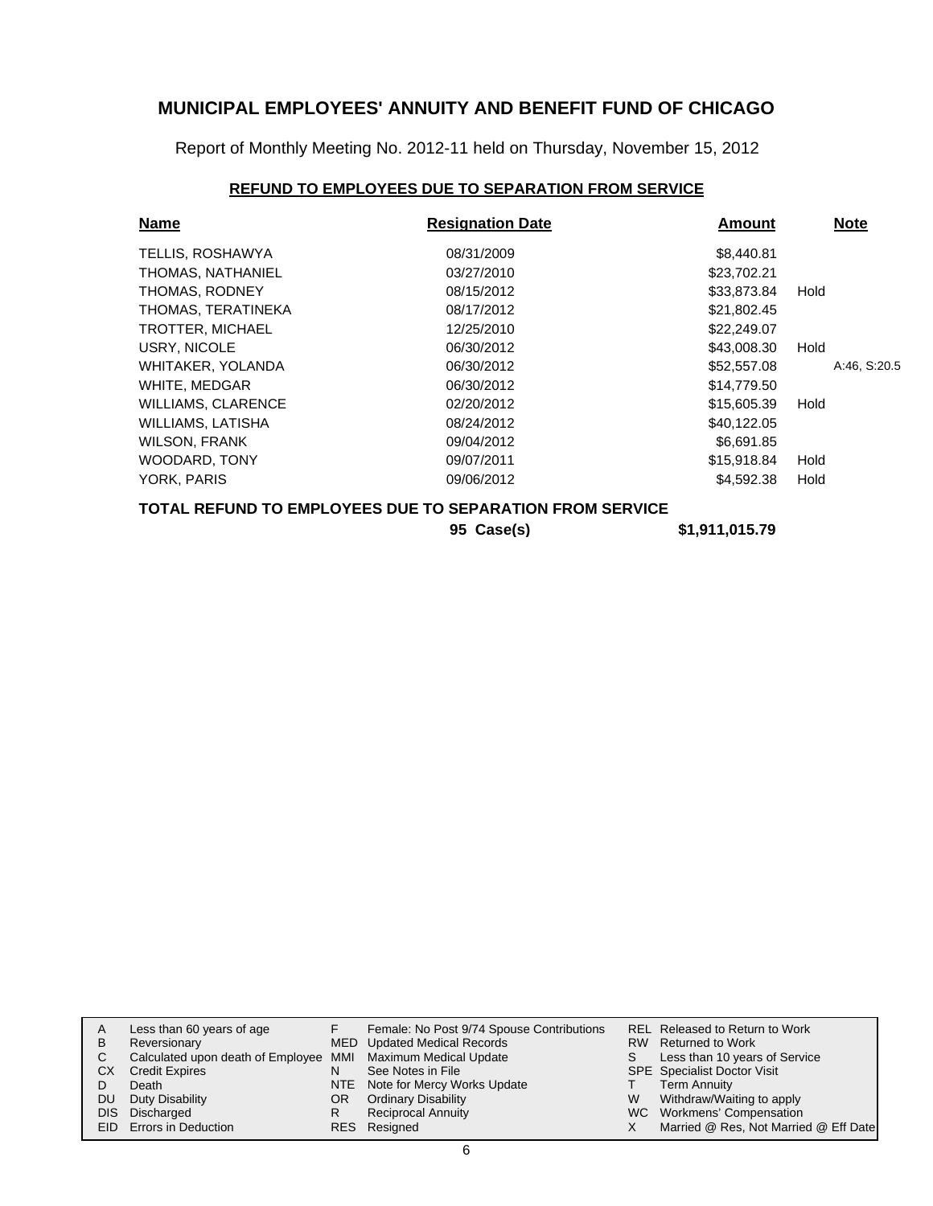# MUNICIPAL EMPLOYEES' ANNUITY AND BENEFIT FUND OF CHICAGO

Report of Monthly Meeting No. 2012-11 held on Thursday, November 15, 2012

## REFUND TO EMPLOYEES DUE TO SEPARATION FROM SERVICE

| Name | Resignation Date | Amount | | Note |
|---|---|---|---|---|
| TELLIS, ROSHAWYA | 08/31/2009 | $8,440.81 | | |
| THOMAS, NATHANIEL | 03/27/2010 | $23,702.21 | | |
| THOMAS, RODNEY | 08/15/2012 | $33,873.84 | Hold | |
| THOMAS, TERATINEKA | 08/17/2012 | $21,802.45 | | |
| TROTTER, MICHAEL | 12/25/2010 | $22,249.07 | | |
| USRY, NICOLE | 06/30/2012 | $43,008.30 | Hold | |
| WHITAKER, YOLANDA | 06/30/2012 | $52,557.08 | | A:46, S:20.5 |
| WHITE, MEDGAR | 06/30/2012 | $14,779.50 | | |
| WILLIAMS, CLARENCE | 02/20/2012 | $15,605.39 | Hold | |
| WILLIAMS, LATISHA | 08/24/2012 | $40,122.05 | | |
| WILSON, FRANK | 09/04/2012 | $6,691.85 | | |
| WOODARD, TONY | 09/07/2011 | $15,918.84 | Hold | |
| YORK, PARIS | 09/06/2012 | $4,592.38 | Hold | |

**TOTAL REFUND TO EMPLOYEES DUE TO SEPARATION FROM SERVICE**

**95 Case(s) $1,911,015.79**

| | | | | | |
|---|---|---|---|---|---|
| A | Less than 60 years of age | F | Female: No Post 9/74 Spouse Contributions | REL | Released to Return to Work |
| B | Reversionary | MED | Updated Medical Records | RW | Returned to Work |
| C | Calculated upon death of Employee | MMI | Maximum Medical Update | S | Less than 10 years of Service |
| CX | Credit Expires | N | See Notes in File | SPE | Specialist Doctor Visit |
| D | Death | NTE | Note for Mercy Works Update | T | Term Annuity |
| DU | Duty Disability | OR | Ordinary Disability | W | Withdraw/Waiting to apply |
| DIS | Discharged | R | Reciprocal Annuity | WC | Workmens' Compensation |
| EID | Errors in Deduction | RES | Resigned | X | Married @ Res, Not Married @ Eff Date |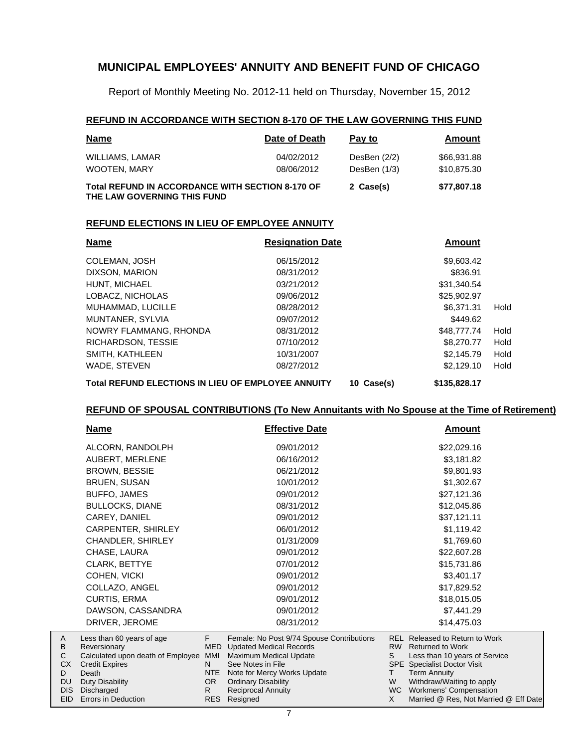# MUNICIPAL EMPLOYEES' ANNUITY AND BENEFIT FUND OF CHICAGO

Report of Monthly Meeting No. 2012-11 held on Thursday, November 15, 2012

## REFUND IN ACCORDANCE WITH SECTION 8-170 OF THE LAW GOVERNING THIS FUND

| Name | Date of Death | Pay to | Amount |
|---|---|---|---|
| WILLIAMS, LAMAR | 04/02/2012 | DesBen (2/2) | $66,931.88 |
| WOOTEN, MARY | 08/06/2012 | DesBen (1/3) | $10,875.30 |
| **Total REFUND IN ACCORDANCE WITH SECTION 8-170 OF THE LAW GOVERNING THIS FUND** | | **2 Case(s)** | **$77,807.18** |

## REFUND ELECTIONS IN LIEU OF EMPLOYEE ANNUITY

| Name | Resignation Date | | Amount | |
|---|---|---|---|---|
| COLEMAN, JOSH | 06/15/2012 | | $9,603.42 | |
| DIXSON, MARION | 08/31/2012 | | $836.91 | |
| HUNT, MICHAEL | 03/21/2012 | | $31,340.54 | |
| LOBACZ, NICHOLAS | 09/06/2012 | | $25,902.97 | |
| MUHAMMAD, LUCILLE | 08/28/2012 | | $6,371.31 | Hold |
| MUNTANER, SYLVIA | 09/07/2012 | | $449.62 | |
| NOWRY FLAMMANG, RHONDA | 08/31/2012 | | $48,777.74 | Hold |
| RICHARDSON, TESSIE | 07/10/2012 | | $8,270.77 | Hold |
| SMITH, KATHLEEN | 10/31/2007 | | $2,145.79 | Hold |
| WADE, STEVEN | 08/27/2012 | | $2,129.10 | Hold |
| **Total REFUND ELECTIONS IN LIEU OF EMPLOYEE ANNUITY** | | **10 Case(s)** | **$135,828.17** | |

## REFUND OF SPOUSAL CONTRIBUTIONS (To New Annuitants with No Spouse at the Time of Retirement)

| Name | Effective Date | Amount |
|---|---|---|
| ALCORN, RANDOLPH | 09/01/2012 | $22,029.16 |
| AUBERT, MERLENE | 06/16/2012 | $3,181.82 |
| BROWN, BESSIE | 06/21/2012 | $9,801.93 |
| BRUEN, SUSAN | 10/01/2012 | $1,302.67 |
| BUFFO, JAMES | 09/01/2012 | $27,121.36 |
| BULLOCKS, DIANE | 08/31/2012 | $12,045.86 |
| CAREY, DANIEL | 09/01/2012 | $37,121.11 |
| CARPENTER, SHIRLEY | 06/01/2012 | $1,119.42 |
| CHANDLER, SHIRLEY | 01/31/2009 | $1,769.60 |
| CHASE, LAURA | 09/01/2012 | $22,607.28 |
| CLARK, BETTYE | 07/01/2012 | $15,731.86 |
| COHEN, VICKI | 09/01/2012 | $3,401.17 |
| COLLAZO, ANGEL | 09/01/2012 | $17,829.52 |
| CURTIS, ERMA | 09/01/2012 | $18,015.05 |
| DAWSON, CASSANDRA | 09/01/2012 | $7,441.29 |
| DRIVER, JEROME | 08/31/2012 | $14,475.03 |

| | | | | | |
|---|---|---|---|---|---|
| A | Less than 60 years of age | F | Female: No Post 9/74 Spouse Contributions | REL | Released to Return to Work |
| B | Reversionary | MED | Updated Medical Records | RW | Returned to Work |
| C | Calculated upon death of Employee | MMI | Maximum Medical Update | S | Less than 10 years of Service |
| CX | Credit Expires | N | See Notes in File | SPE | Specialist Doctor Visit |
| D | Death | NTE | Note for Mercy Works Update | T | Term Annuity |
| DU | Duty Disability | OR | Ordinary Disability | W | Withdraw/Waiting to apply |
| DIS | Discharged | R | Reciprocal Annuity | WC | Workmens' Compensation |
| EID | Errors in Deduction | RES | Resigned | X | Married @ Res, Not Married @ Eff Date |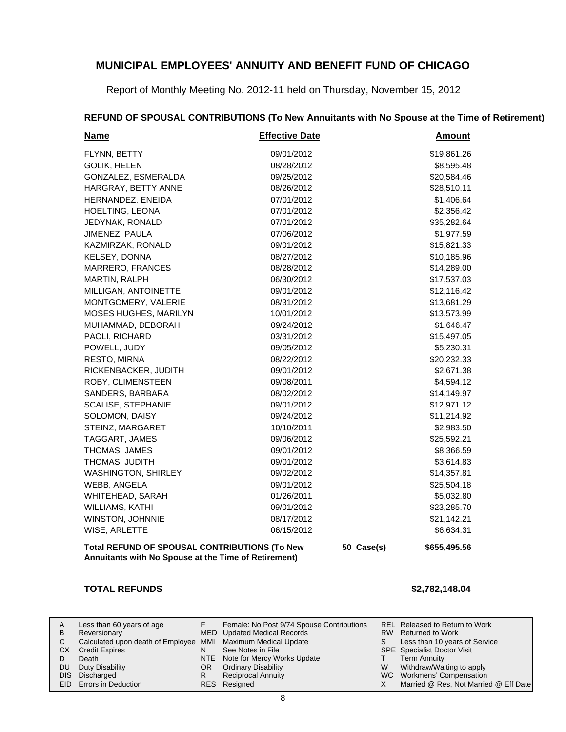# MUNICIPAL EMPLOYEES' ANNUITY AND BENEFIT FUND OF CHICAGO

Report of Monthly Meeting No. 2012-11 held on Thursday, November 15, 2012

## REFUND OF SPOUSAL CONTRIBUTIONS (To New Annuitants with No Spouse at the Time of Retirement)

| Name | Effective Date | | Amount |
|---|---|---|---|
| FLYNN, BETTY | 09/01/2012 | | $19,861.26 |
| GOLIK, HELEN | 08/28/2012 | | $8,595.48 |
| GONZALEZ, ESMERALDA | 09/25/2012 | | $20,584.46 |
| HARGRAY, BETTY ANNE | 08/26/2012 | | $28,510.11 |
| HERNANDEZ, ENEIDA | 07/01/2012 | | $1,406.64 |
| HOELTING, LEONA | 07/01/2012 | | $2,356.42 |
| JEDYNAK, RONALD | 07/01/2012 | | $35,282.64 |
| JIMENEZ, PAULA | 07/06/2012 | | $1,977.59 |
| KAZMIRZAK, RONALD | 09/01/2012 | | $15,821.33 |
| KELSEY, DONNA | 08/27/2012 | | $10,185.96 |
| MARRERO, FRANCES | 08/28/2012 | | $14,289.00 |
| MARTIN, RALPH | 06/30/2012 | | $17,537.03 |
| MILLIGAN, ANTOINETTE | 09/01/2012 | | $12,116.42 |
| MONTGOMERY, VALERIE | 08/31/2012 | | $13,681.29 |
| MOSES HUGHES, MARILYN | 10/01/2012 | | $13,573.99 |
| MUHAMMAD, DEBORAH | 09/24/2012 | | $1,646.47 |
| PAOLI, RICHARD | 03/31/2012 | | $15,497.05 |
| POWELL, JUDY | 09/05/2012 | | $5,230.31 |
| RESTO, MIRNA | 08/22/2012 | | $20,232.33 |
| RICKENBACKER, JUDITH | 09/01/2012 | | $2,671.38 |
| ROBY, CLIMENSTEEN | 09/08/2011 | | $4,594.12 |
| SANDERS, BARBARA | 08/02/2012 | | $14,149.97 |
| SCALISE, STEPHANIE | 09/01/2012 | | $12,971.12 |
| SOLOMON, DAISY | 09/24/2012 | | $11,214.92 |
| STEINZ, MARGARET | 10/10/2011 | | $2,983.50 |
| TAGGART, JAMES | 09/06/2012 | | $25,592.21 |
| THOMAS, JAMES | 09/01/2012 | | $8,366.59 |
| THOMAS, JUDITH | 09/01/2012 | | $3,614.83 |
| WASHINGTON, SHIRLEY | 09/02/2012 | | $14,357.81 |
| WEBB, ANGELA | 09/01/2012 | | $25,504.18 |
| WHITEHEAD, SARAH | 01/26/2011 | | $5,032.80 |
| WILLIAMS, KATHI | 09/01/2012 | | $23,285.70 |
| WINSTON, JOHNNIE | 08/17/2012 | | $21,142.21 |
| WISE, ARLETTE | 06/15/2012 | | $6,634.31 |
| **Total REFUND OF SPOUSAL CONTRIBUTIONS (To New Annuitants with No Spouse at the Time of Retirement)** | | **50 Case(s)** | **$655,495.56** |

**TOTAL REFUNDS** **$2,782,148.04**

| | | | | | |
|---|---|---|---|---|---|
| A | Less than 60 years of age | F | Female: No Post 9/74 Spouse Contributions | REL | Released to Return to Work |
| B | Reversionary | MED | Updated Medical Records | RW | Returned to Work |
| C | Calculated upon death of Employee | MMI | Maximum Medical Update | S | Less than 10 years of Service |
| CX | Credit Expires | N | See Notes in File | SPE | Specialist Doctor Visit |
| D | Death | NTE | Note for Mercy Works Update | T | Term Annuity |
| DU | Duty Disability | OR | Ordinary Disability | W | Withdraw/Waiting to apply |
| DIS | Discharged | R | Reciprocal Annuity | WC | Workmens' Compensation |
| EID | Errors in Deduction | RES | Resigned | X | Married @ Res, Not Married @ Eff Date |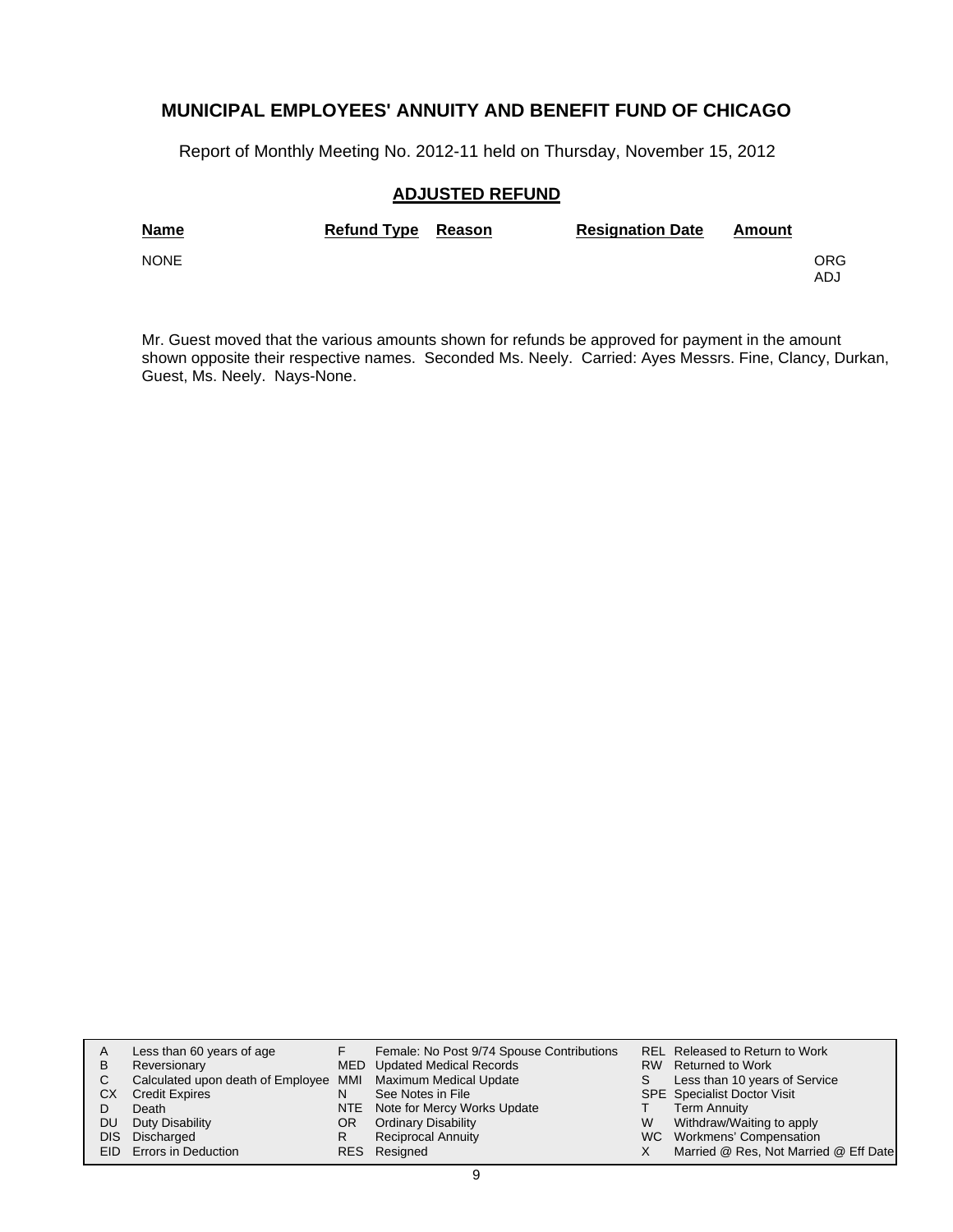## MUNICIPAL EMPLOYEES' ANNUITY AND BENEFIT FUND OF CHICAGO

Report of Monthly Meeting No. 2012-11 held on Thursday, November 15, 2012

### ADJUSTED REFUND

| Name | Refund Type | Reason | Resignation Date | Amount | |
|---|---|---|---|---|---|
| NONE | | | | | ORG<br>ADJ |

Mr. Guest moved that the various amounts shown for refunds be approved for payment in the amount shown opposite their respective names. Seconded Ms. Neely. Carried: Ayes Messrs. Fine, Clancy, Durkan, Guest, Ms. Neely. Nays-None.

| | | | | | |
|---|---|---|---|---|---|
| A | Less than 60 years of age | F | Female: No Post 9/74 Spouse Contributions | REL | Released to Return to Work |
| B | Reversionary | MED | Updated Medical Records | RW | Returned to Work |
| C | Calculated upon death of Employee | MMI | Maximum Medical Update | S | Less than 10 years of Service |
| CX | Credit Expires | N | See Notes in File | SPE | Specialist Doctor Visit |
| D | Death | NTE | Note for Mercy Works Update | T | Term Annuity |
| DU | Duty Disability | OR | Ordinary Disability | W | Withdraw/Waiting to apply |
| DIS | Discharged | R | Reciprocal Annuity | WC | Workmens' Compensation |
| EID | Errors in Deduction | RES | Resigned | X | Married @ Res, Not Married @ Eff Date |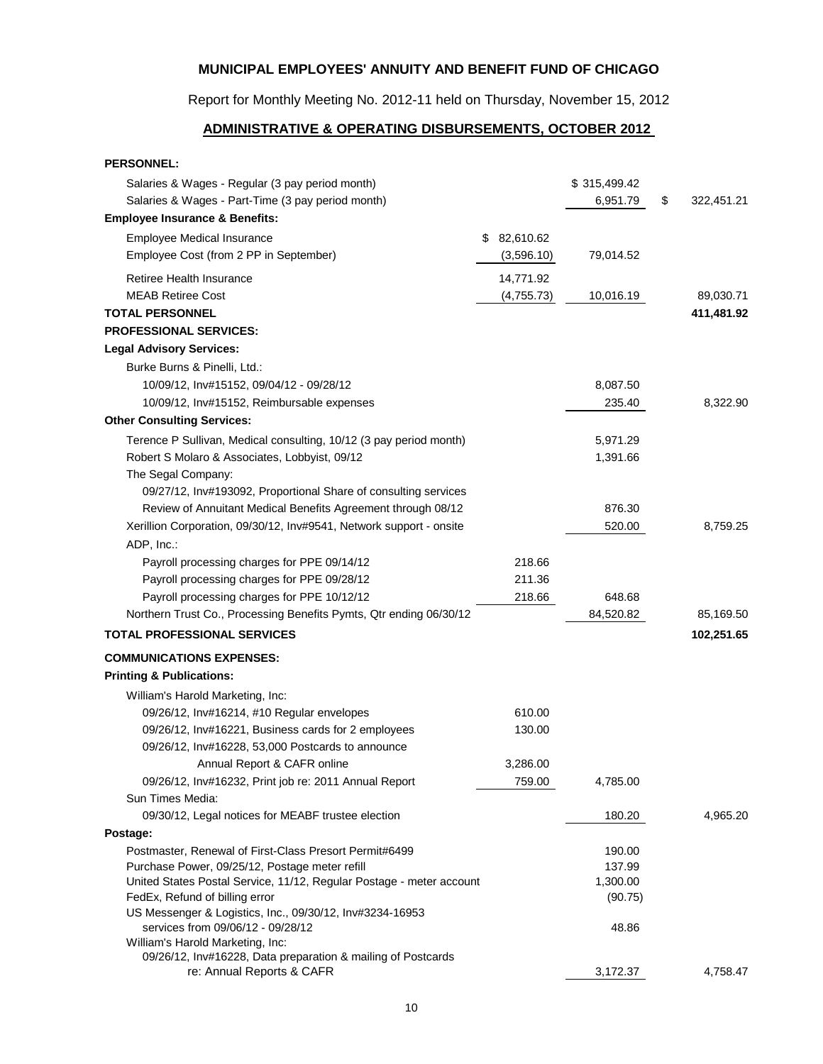**MUNICIPAL EMPLOYEES' ANNUITY AND BENEFIT FUND OF CHICAGO**

Report for Monthly Meeting No. 2012-11 held on Thursday, November 15, 2012

**ADMINISTRATIVE & OPERATING DISBURSEMENTS, OCTOBER 2012**

| Description | | | |
|---|---|---|---|
| **PERSONNEL:** | | | |
| Salaries & Wages - Regular (3 pay period month) | | $ 315,499.42 | |
| Salaries & Wages - Part-Time (3 pay period month) | | 6,951.79 | $ 322,451.21 |
| **Employee Insurance & Benefits:** | | | |
| Employee Medical Insurance | $ 82,610.62 | | |
| Employee Cost (from 2 PP in September) | (3,596.10) | 79,014.52 | |
| Retiree Health Insurance | 14,771.92 | | |
| MEAB Retiree Cost | (4,755.73) | 10,016.19 | 89,030.71 |
| **TOTAL PERSONNEL** | | | **411,481.92** |
| **PROFESSIONAL SERVICES:** | | | |
| **Legal Advisory Services:** | | | |
| Burke Burns & Pinelli, Ltd.: | | | |
| 10/09/12, Inv#15152, 09/04/12 - 09/28/12 | | 8,087.50 | |
| 10/09/12, Inv#15152, Reimbursable expenses | | 235.40 | 8,322.90 |
| **Other Consulting Services:** | | | |
| Terence P Sullivan, Medical consulting, 10/12 (3 pay period month) | | 5,971.29 | |
| Robert S Molaro & Associates, Lobbyist, 09/12 | | 1,391.66 | |
| The Segal Company: | | | |
| 09/27/12, Inv#193092, Proportional Share of consulting services | | | |
| Review of Annuitant Medical Benefits Agreement through 08/12 | | 876.30 | |
| Xerillion Corporation, 09/30/12, Inv#9541, Network support - onsite | | 520.00 | 8,759.25 |
| ADP, Inc.: | | | |
| Payroll processing charges for PPE 09/14/12 | 218.66 | | |
| Payroll processing charges for PPE 09/28/12 | 211.36 | | |
| Payroll processing charges for PPE 10/12/12 | 218.66 | 648.68 | |
| Northern Trust Co., Processing Benefits Pymts, Qtr ending 06/30/12 | | 84,520.82 | 85,169.50 |
| **TOTAL PROFESSIONAL SERVICES** | | | **102,251.65** |
| **COMMUNICATIONS EXPENSES:** | | | |
| **Printing & Publications:** | | | |
| William's Harold Marketing, Inc: | | | |
| 09/26/12, Inv#16214, #10 Regular envelopes | 610.00 | | |
| 09/26/12, Inv#16221, Business cards for 2 employees | 130.00 | | |
| 09/26/12, Inv#16228, 53,000 Postcards to announce Annual Report & CAFR online | 3,286.00 | | |
| 09/26/12, Inv#16232, Print job re: 2011 Annual Report | 759.00 | 4,785.00 | |
| Sun Times Media: | | | |
| 09/30/12, Legal notices for MEABF trustee election | | 180.20 | 4,965.20 |
| **Postage:** | | | |
| Postmaster, Renewal of First-Class Presort Permit#6499 | | 190.00 | |
| Purchase Power, 09/25/12, Postage meter refill | | 137.99 | |
| United States Postal Service, 11/12, Regular Postage - meter account | | 1,300.00 | |
| FedEx, Refund of billing error | | (90.75) | |
| US Messenger & Logistics, Inc., 09/30/12, Inv#3234-16953 services from 09/06/12 - 09/28/12 | | 48.86 | |
| William's Harold Marketing, Inc: | | | |
| 09/26/12, Inv#16228, Data preparation & mailing of Postcards re: Annual Reports & CAFR | | 3,172.37 | 4,758.47 |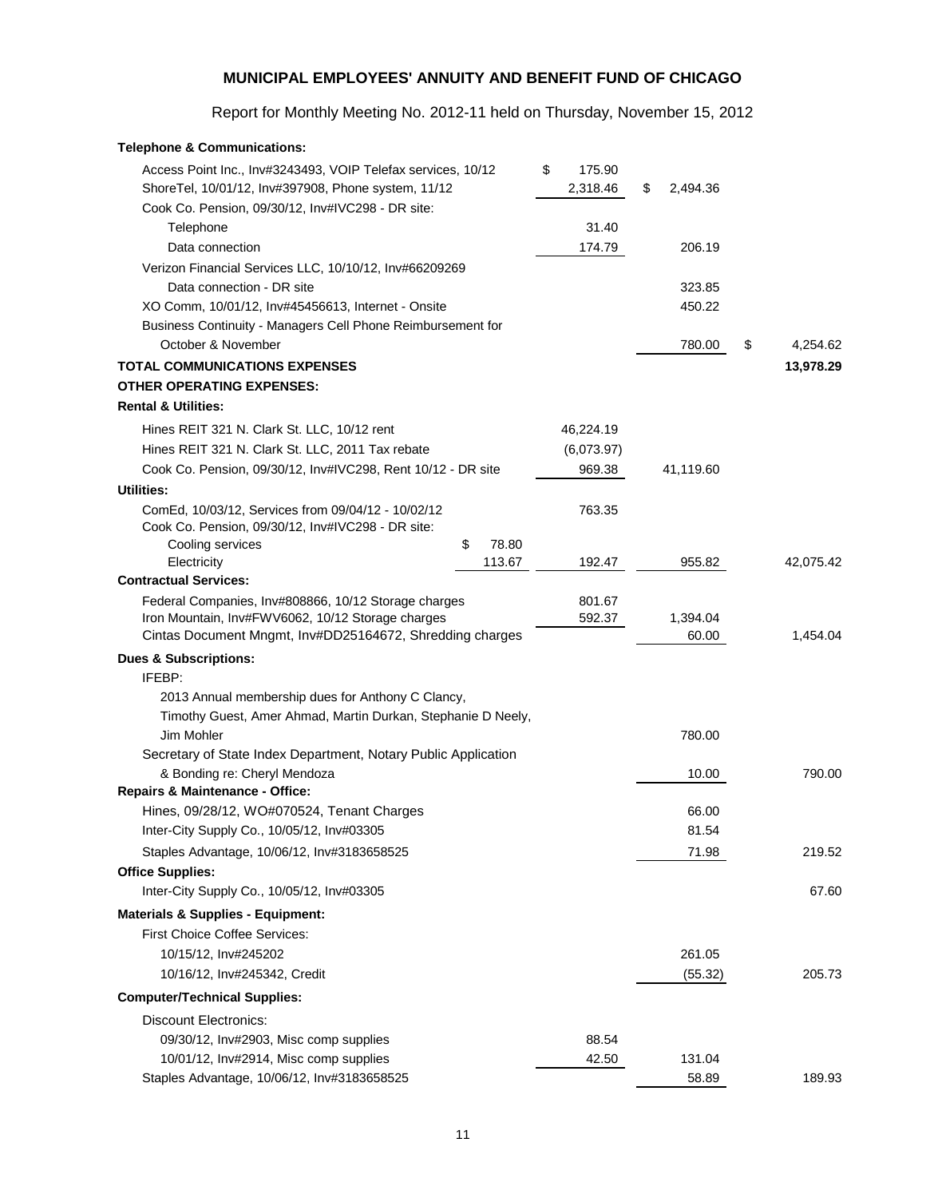## MUNICIPAL EMPLOYEES' ANNUITY AND BENEFIT FUND OF CHICAGO

Report for Monthly Meeting No. 2012-11 held on Thursday, November 15, 2012

| Description | | | | |
|---|---|---|---|---|
| **Telephone & Communications:** | | | | |
| Access Point Inc., Inv#3243493, VOIP Telefax services, 10/12 | | $ 175.90 | | |
| ShoreTel, 10/01/12, Inv#397908, Phone system, 11/12 | | 2,318.46 | $ 2,494.36 | |
| Cook Co. Pension, 09/30/12, Inv#IVC298 - DR site: | | | | |
| Telephone | | 31.40 | | |
| Data connection | | 174.79 | 206.19 | |
| Verizon Financial Services LLC, 10/10/12, Inv#66209269 | | | | |
| Data connection - DR site | | | 323.85 | |
| XO Comm, 10/01/12, Inv#45456613, Internet - Onsite | | | 450.22 | |
| Business Continuity - Managers Cell Phone Reimbursement for | | | | |
| October & November | | | 780.00 | $ 4,254.62 |
| **TOTAL COMMUNICATIONS EXPENSES** | | | | **13,978.29** |
| **OTHER OPERATING EXPENSES:** | | | | |
| **Rental & Utilities:** | | | | |
| Hines REIT 321 N. Clark St. LLC, 10/12 rent | | 46,224.19 | | |
| Hines REIT 321 N. Clark St. LLC, 2011 Tax rebate | | (6,073.97) | | |
| Cook Co. Pension, 09/30/12, Inv#IVC298, Rent 10/12 - DR site | | 969.38 | 41,119.60 | |
| **Utilities:** | | | | |
| ComEd, 10/03/12, Services from 09/04/12 - 10/02/12 | | 763.35 | | |
| Cook Co. Pension, 09/30/12, Inv#IVC298 - DR site: | | | | |
| Cooling services | $ 78.80 | | | |
| Electricity | 113.67 | 192.47 | 955.82 | 42,075.42 |
| **Contractual Services:** | | | | |
| Federal Companies, Inv#808866, 10/12 Storage charges | | 801.67 | | |
| Iron Mountain, Inv#FWV6062, 10/12 Storage charges | | 592.37 | 1,394.04 | |
| Cintas Document Mngmt, Inv#DD25164672, Shredding charges | | | 60.00 | 1,454.04 |
| **Dues & Subscriptions:** | | | | |
| IFEBP: | | | | |
| 2013 Annual membership dues for Anthony C Clancy, | | | | |
| Timothy Guest, Amer Ahmad, Martin Durkan, Stephanie D Neely, | | | | |
| Jim Mohler | | | 780.00 | |
| Secretary of State Index Department, Notary Public Application | | | | |
| & Bonding re: Cheryl Mendoza | | | 10.00 | 790.00 |
| **Repairs & Maintenance - Office:** | | | | |
| Hines, 09/28/12, WO#070524, Tenant Charges | | | 66.00 | |
| Inter-City Supply Co., 10/05/12, Inv#03305 | | | 81.54 | |
| Staples Advantage, 10/06/12, Inv#3183658525 | | | 71.98 | 219.52 |
| **Office Supplies:** | | | | |
| Inter-City Supply Co., 10/05/12, Inv#03305 | | | | 67.60 |
| **Materials & Supplies - Equipment:** | | | | |
| First Choice Coffee Services: | | | | |
| 10/15/12, Inv#245202 | | | 261.05 | |
| 10/16/12, Inv#245342, Credit | | | (55.32) | 205.73 |
| **Computer/Technical Supplies:** | | | | |
| Discount Electronics: | | | | |
| 09/30/12, Inv#2903, Misc comp supplies | | 88.54 | | |
| 10/01/12, Inv#2914, Misc comp supplies | | 42.50 | 131.04 | |
| Staples Advantage, 10/06/12, Inv#3183658525 | | | 58.89 | 189.93 |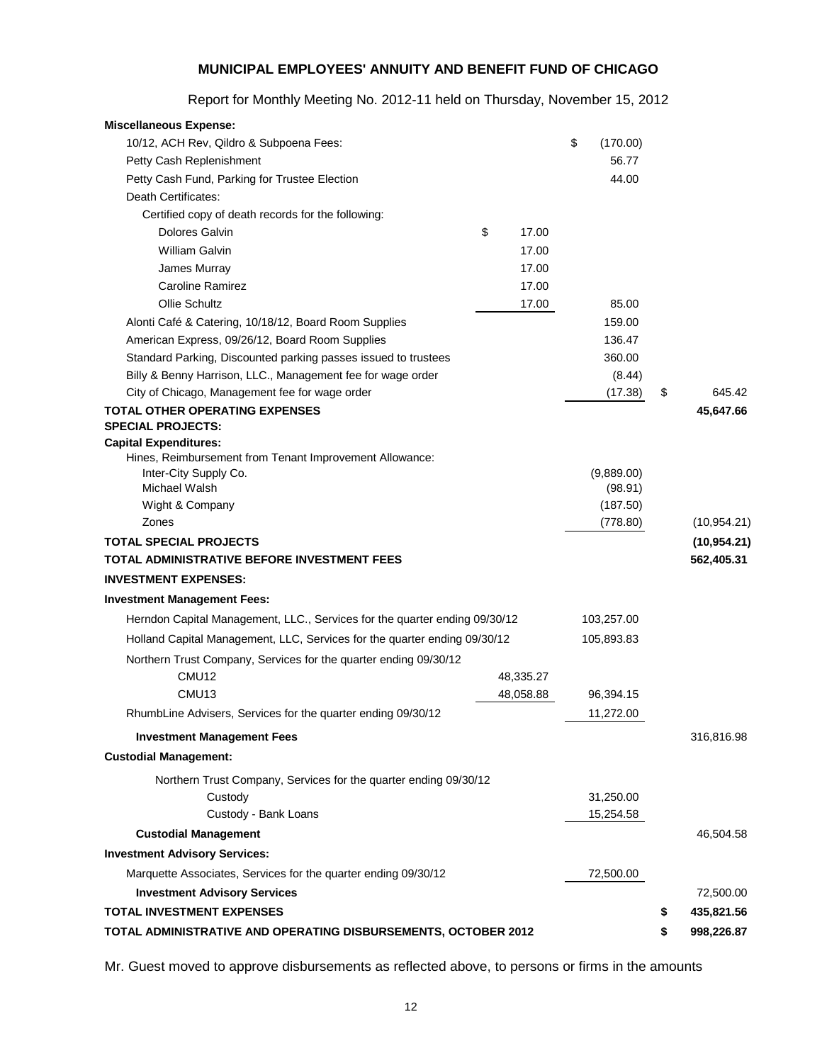## MUNICIPAL EMPLOYEES' ANNUITY AND BENEFIT FUND OF CHICAGO

Report for Monthly Meeting No. 2012-11 held on Thursday, November 15, 2012

| | | | |
|---|---|---|---|
| **Miscellaneous Expense:** | | | |
| 10/12, ACH Rev, Qildro & Subpoena Fees: | | $ (170.00) | |
| Petty Cash Replenishment | | 56.77 | |
| Petty Cash Fund, Parking for Trustee Election | | 44.00 | |
| Death Certificates: | | | |
| Certified copy of death records for the following: | | | |
| Dolores Galvin | $ 17.00 | | |
| William Galvin | 17.00 | | |
| James Murray | 17.00 | | |
| Caroline Ramirez | 17.00 | | |
| Ollie Schultz | 17.00 | 85.00 | |
| Alonti Café & Catering, 10/18/12, Board Room Supplies | | 159.00 | |
| American Express, 09/26/12, Board Room Supplies | | 136.47 | |
| Standard Parking, Discounted parking passes issued to trustees | | 360.00 | |
| Billy & Benny Harrison, LLC., Management fee for wage order | | (8.44) | |
| City of Chicago, Management fee for wage order | | (17.38) | $ 645.42 |
| **TOTAL OTHER OPERATING EXPENSES** | | | **45,647.66** |
| **SPECIAL PROJECTS:** | | | |
| **Capital Expenditures:** | | | |
| Hines, Reimbursement from Tenant Improvement Allowance: | | | |
| Inter-City Supply Co. | | (9,889.00) | |
| Michael Walsh | | (98.91) | |
| Wight & Company | | (187.50) | |
| Zones | | (778.80) | (10,954.21) |
| **TOTAL SPECIAL PROJECTS** | | | **(10,954.21)** |
| **TOTAL ADMINISTRATIVE BEFORE INVESTMENT FEES** | | | **562,405.31** |
| **INVESTMENT EXPENSES:** | | | |
| **Investment Management Fees:** | | | |
| Herndon Capital Management, LLC., Services for the quarter ending 09/30/12 | | 103,257.00 | |
| Holland Capital Management, LLC, Services for the quarter ending 09/30/12 | | 105,893.83 | |
| Northern Trust Company, Services for the quarter ending 09/30/12 | | | |
| CMU12 | 48,335.27 | | |
| CMU13 | 48,058.88 | 96,394.15 | |
| RhumbLine Advisers, Services for the quarter ending 09/30/12 | | 11,272.00 | |
| **Investment Management Fees** | | | 316,816.98 |
| **Custodial Management:** | | | |
| Northern Trust Company, Services for the quarter ending 09/30/12 | | | |
| Custody | | 31,250.00 | |
| Custody - Bank Loans | | 15,254.58 | |
| **Custodial Management** | | | 46,504.58 |
| **Investment Advisory Services:** | | | |
| Marquette Associates, Services for the quarter ending 09/30/12 | | 72,500.00 | |
| **Investment Advisory Services** | | | 72,500.00 |
| **TOTAL INVESTMENT EXPENSES** | | | **$ 435,821.56** |
| **TOTAL ADMINISTRATIVE AND OPERATING DISBURSEMENTS, OCTOBER 2012** | | | **$ 998,226.87** |

Mr. Guest moved to approve disbursements as reflected above, to persons or firms in the amounts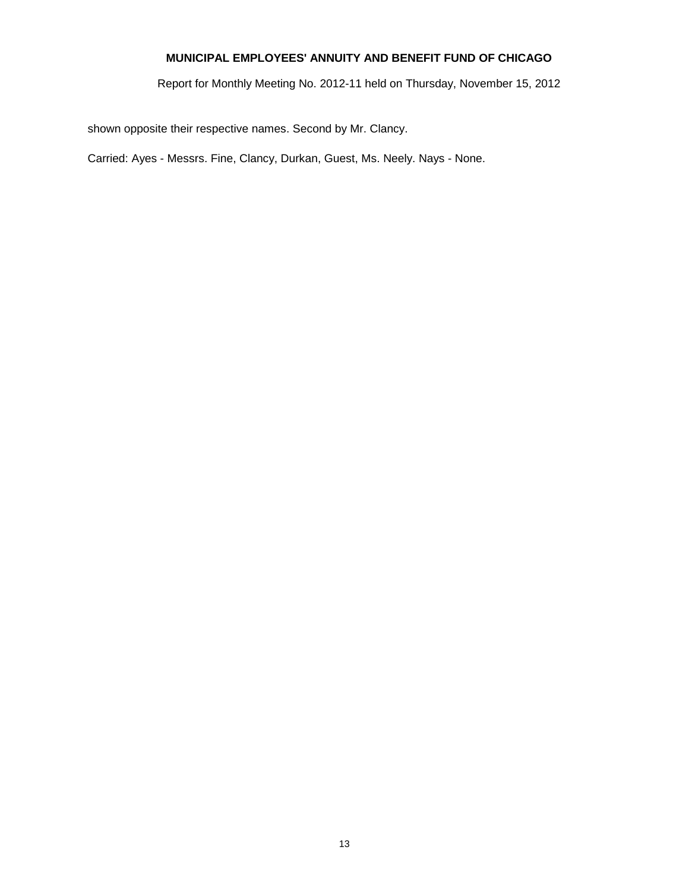shown opposite their respective names. Second by Mr. Clancy.

Carried: Ayes - Messrs. Fine, Clancy, Durkan, Guest, Ms. Neely. Nays - None.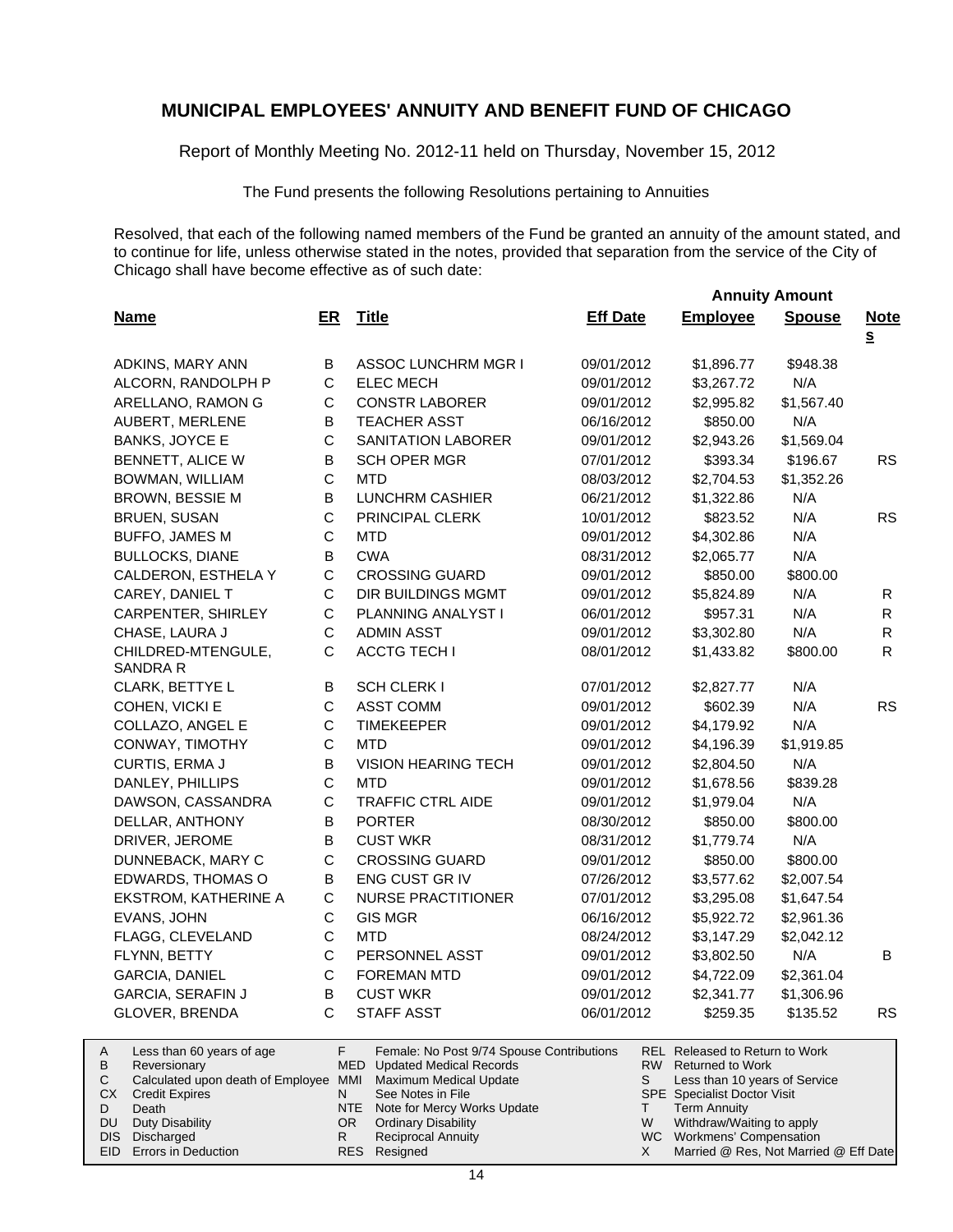# MUNICIPAL EMPLOYEES' ANNUITY AND BENEFIT FUND OF CHICAGO

Report of Monthly Meeting No. 2012-11 held on Thursday, November 15, 2012

The Fund presents the following Resolutions pertaining to Annuities

Resolved, that each of the following named members of the Fund be granted an annuity of the amount stated, and to continue for life, unless otherwise stated in the notes, provided that separation from the service of the City of Chicago shall have become effective as of such date:

| Name | ER | Title | Eff Date | Annuity Amount Employee | Annuity Amount Spouse | Notes |
|---|---|---|---|---|---|---|
| ADKINS, MARY ANN | B | ASSOC LUNCHRM MGR I | 09/01/2012 | $1,896.77 | $948.38 | |
| ALCORN, RANDOLPH P | C | ELEC MECH | 09/01/2012 | $3,267.72 | N/A | |
| ARELLANO, RAMON G | C | CONSTR LABORER | 09/01/2012 | $2,995.82 | $1,567.40 | |
| AUBERT, MERLENE | B | TEACHER ASST | 06/16/2012 | $850.00 | N/A | |
| BANKS, JOYCE E | C | SANITATION LABORER | 09/01/2012 | $2,943.26 | $1,569.04 | |
| BENNETT, ALICE W | B | SCH OPER MGR | 07/01/2012 | $393.34 | $196.67 | RS |
| BOWMAN, WILLIAM | C | MTD | 08/03/2012 | $2,704.53 | $1,352.26 | |
| BROWN, BESSIE M | B | LUNCHRM CASHIER | 06/21/2012 | $1,322.86 | N/A | |
| BRUEN, SUSAN | C | PRINCIPAL CLERK | 10/01/2012 | $823.52 | N/A | RS |
| BUFFO, JAMES M | C | MTD | 09/01/2012 | $4,302.86 | N/A | |
| BULLOCKS, DIANE | B | CWA | 08/31/2012 | $2,065.77 | N/A | |
| CALDERON, ESTHELA Y | C | CROSSING GUARD | 09/01/2012 | $850.00 | $800.00 | |
| CAREY, DANIEL T | C | DIR BUILDINGS MGMT | 09/01/2012 | $5,824.89 | N/A | R |
| CARPENTER, SHIRLEY | C | PLANNING ANALYST I | 06/01/2012 | $957.31 | N/A | R |
| CHASE, LAURA J | C | ADMIN ASST | 09/01/2012 | $3,302.80 | N/A | R |
| CHILDRED-MTENGULE, SANDRA R | C | ACCTG TECH I | 08/01/2012 | $1,433.82 | $800.00 | R |
| CLARK, BETTYE L | B | SCH CLERK I | 07/01/2012 | $2,827.77 | N/A | |
| COHEN, VICKI E | C | ASST COMM | 09/01/2012 | $602.39 | N/A | RS |
| COLLAZO, ANGEL E | C | TIMEKEEPER | 09/01/2012 | $4,179.92 | N/A | |
| CONWAY, TIMOTHY | C | MTD | 09/01/2012 | $4,196.39 | $1,919.85 | |
| CURTIS, ERMA J | B | VISION HEARING TECH | 09/01/2012 | $2,804.50 | N/A | |
| DANLEY, PHILLIPS | C | MTD | 09/01/2012 | $1,678.56 | $839.28 | |
| DAWSON, CASSANDRA | C | TRAFFIC CTRL AIDE | 09/01/2012 | $1,979.04 | N/A | |
| DELLAR, ANTHONY | B | PORTER | 08/30/2012 | $850.00 | $800.00 | |
| DRIVER, JEROME | B | CUST WKR | 08/31/2012 | $1,779.74 | N/A | |
| DUNNEBACK, MARY C | C | CROSSING GUARD | 09/01/2012 | $850.00 | $800.00 | |
| EDWARDS, THOMAS O | B | ENG CUST GR IV | 07/26/2012 | $3,577.62 | $2,007.54 | |
| EKSTROM, KATHERINE A | C | NURSE PRACTITIONER | 07/01/2012 | $3,295.08 | $1,647.54 | |
| EVANS, JOHN | C | GIS MGR | 06/16/2012 | $5,922.72 | $2,961.36 | |
| FLAGG, CLEVELAND | C | MTD | 08/24/2012 | $3,147.29 | $2,042.12 | |
| FLYNN, BETTY | C | PERSONNEL ASST | 09/01/2012 | $3,802.50 | N/A | B |
| GARCIA, DANIEL | C | FOREMAN MTD | 09/01/2012 | $4,722.09 | $2,361.04 | |
| GARCIA, SERAFIN J | B | CUST WKR | 09/01/2012 | $2,341.77 | $1,306.96 | |
| GLOVER, BRENDA | C | STAFF ASST | 06/01/2012 | $259.35 | $135.52 | RS |

| | | | | | |
|---|---|---|---|---|---|
| A | Less than 60 years of age | F | Female: No Post 9/74 Spouse Contributions | REL | Released to Return to Work |
| B | Reversionary | MED | Updated Medical Records | RW | Returned to Work |
| C | Calculated upon death of Employee | MMI | Maximum Medical Update | S | Less than 10 years of Service |
| CX | Credit Expires | N | See Notes in File | SPE | Specialist Doctor Visit |
| D | Death | NTE | Note for Mercy Works Update | T | Term Annuity |
| DU | Duty Disability | OR | Ordinary Disability | W | Withdraw/Waiting to apply |
| DIS | Discharged | R | Reciprocal Annuity | WC | Workmens' Compensation |
| EID | Errors in Deduction | RES | Resigned | X | Married @ Res, Not Married @ Eff Date |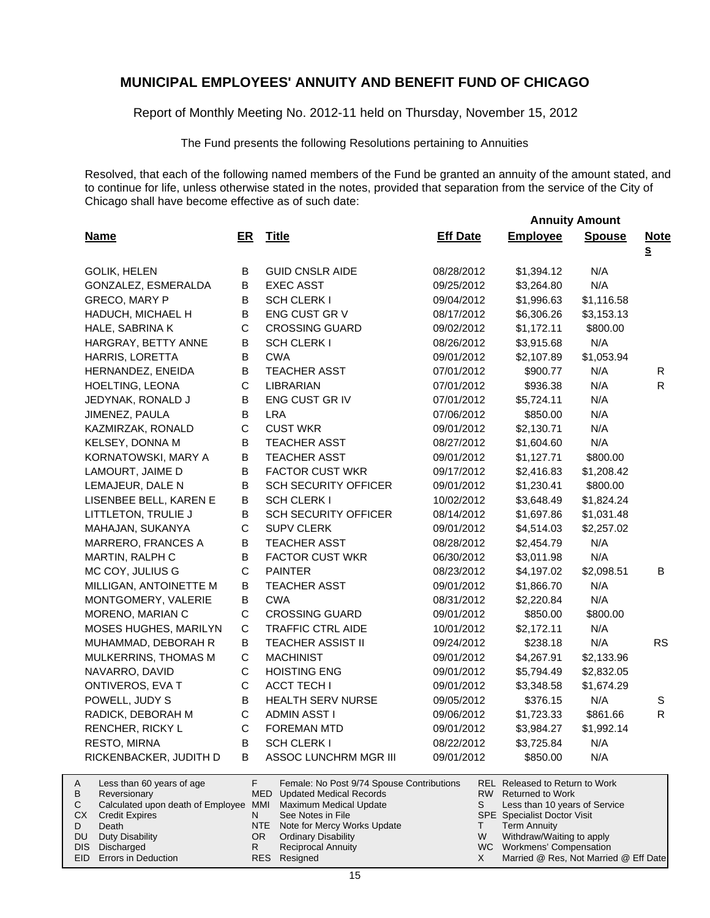# MUNICIPAL EMPLOYEES' ANNUITY AND BENEFIT FUND OF CHICAGO

Report of Monthly Meeting No. 2012-11 held on Thursday, November 15, 2012

The Fund presents the following Resolutions pertaining to Annuities

Resolved, that each of the following named members of the Fund be granted an annuity of the amount stated, and to continue for life, unless otherwise stated in the notes, provided that separation from the service of the City of Chicago shall have become effective as of such date:

| Name | ER | Title | Eff Date | Annuity Amount Employee | Spouse | Notes |
|---|---|---|---|---|---|---|
| GOLIK, HELEN | B | GUID CNSLR AIDE | 08/28/2012 | $1,394.12 | N/A | |
| GONZALEZ, ESMERALDA | B | EXEC ASST | 09/25/2012 | $3,264.80 | N/A | |
| GRECO, MARY P | B | SCH CLERK I | 09/04/2012 | $1,996.63 | $1,116.58 | |
| HADUCH, MICHAEL H | B | ENG CUST GR V | 08/17/2012 | $6,306.26 | $3,153.13 | |
| HALE, SABRINA K | C | CROSSING GUARD | 09/02/2012 | $1,172.11 | $800.00 | |
| HARGRAY, BETTY ANNE | B | SCH CLERK I | 08/26/2012 | $3,915.68 | N/A | |
| HARRIS, LORETTA | B | CWA | 09/01/2012 | $2,107.89 | $1,053.94 | |
| HERNANDEZ, ENEIDA | B | TEACHER ASST | 07/01/2012 | $900.77 | N/A | R |
| HOELTING, LEONA | C | LIBRARIAN | 07/01/2012 | $936.38 | N/A | R |
| JEDYNAK, RONALD J | B | ENG CUST GR IV | 07/01/2012 | $5,724.11 | N/A | |
| JIMENEZ, PAULA | B | LRA | 07/06/2012 | $850.00 | N/A | |
| KAZMIRZAK, RONALD | C | CUST WKR | 09/01/2012 | $2,130.71 | N/A | |
| KELSEY, DONNA M | B | TEACHER ASST | 08/27/2012 | $1,604.60 | N/A | |
| KORNATOWSKI, MARY A | B | TEACHER ASST | 09/01/2012 | $1,127.71 | $800.00 | |
| LAMOURT, JAIME D | B | FACTOR CUST WKR | 09/17/2012 | $2,416.83 | $1,208.42 | |
| LEMAJEUR, DALE N | B | SCH SECURITY OFFICER | 09/01/2012 | $1,230.41 | $800.00 | |
| LISENBEE BELL, KAREN E | B | SCH CLERK I | 10/02/2012 | $3,648.49 | $1,824.24 | |
| LITTLETON, TRULIE J | B | SCH SECURITY OFFICER | 08/14/2012 | $1,697.86 | $1,031.48 | |
| MAHAJAN, SUKANYA | C | SUPV CLERK | 09/01/2012 | $4,514.03 | $2,257.02 | |
| MARRERO, FRANCES A | B | TEACHER ASST | 08/28/2012 | $2,454.79 | N/A | |
| MARTIN, RALPH C | B | FACTOR CUST WKR | 06/30/2012 | $3,011.98 | N/A | |
| MC COY, JULIUS G | C | PAINTER | 08/23/2012 | $4,197.02 | $2,098.51 | B |
| MILLIGAN, ANTOINETTE M | B | TEACHER ASST | 09/01/2012 | $1,866.70 | N/A | |
| MONTGOMERY, VALERIE | B | CWA | 08/31/2012 | $2,220.84 | N/A | |
| MORENO, MARIAN C | C | CROSSING GUARD | 09/01/2012 | $850.00 | $800.00 | |
| MOSES HUGHES, MARILYN | C | TRAFFIC CTRL AIDE | 10/01/2012 | $2,172.11 | N/A | |
| MUHAMMAD, DEBORAH R | B | TEACHER ASSIST II | 09/24/2012 | $238.18 | N/A | RS |
| MULKERRINS, THOMAS M | C | MACHINIST | 09/01/2012 | $4,267.91 | $2,133.96 | |
| NAVARRO, DAVID | C | HOISTING ENG | 09/01/2012 | $5,794.49 | $2,832.05 | |
| ONTIVEROS, EVA T | C | ACCT TECH I | 09/01/2012 | $3,348.58 | $1,674.29 | |
| POWELL, JUDY S | B | HEALTH SERV NURSE | 09/05/2012 | $376.15 | N/A | S |
| RADICK, DEBORAH M | C | ADMIN ASST I | 09/06/2012 | $1,723.33 | $861.66 | R |
| RENCHER, RICKY L | C | FOREMAN MTD | 09/01/2012 | $3,984.27 | $1,992.14 | |
| RESTO, MIRNA | B | SCH CLERK I | 08/22/2012 | $3,725.84 | N/A | |
| RICKENBACKER, JUDITH D | B | ASSOC LUNCHRM MGR III | 09/01/2012 | $850.00 | N/A | |

| | | | | | |
|---|---|---|---|---|---|
| A | Less than 60 years of age | F | Female: No Post 9/74 Spouse Contributions | REL | Released to Return to Work |
| B | Reversionary | MED | Updated Medical Records | RW | Returned to Work |
| C | Calculated upon death of Employee | MMI | Maximum Medical Update | S | Less than 10 years of Service |
| CX | Credit Expires | N | See Notes in File | SPE | Specialist Doctor Visit |
| D | Death | NTE | Note for Mercy Works Update | T | Term Annuity |
| DU | Duty Disability | OR | Ordinary Disability | W | Withdraw/Waiting to apply |
| DIS | Discharged | R | Reciprocal Annuity | WC | Workmens' Compensation |
| EID | Errors in Deduction | RES | Resigned | X | Married @ Res, Not Married @ Eff Date |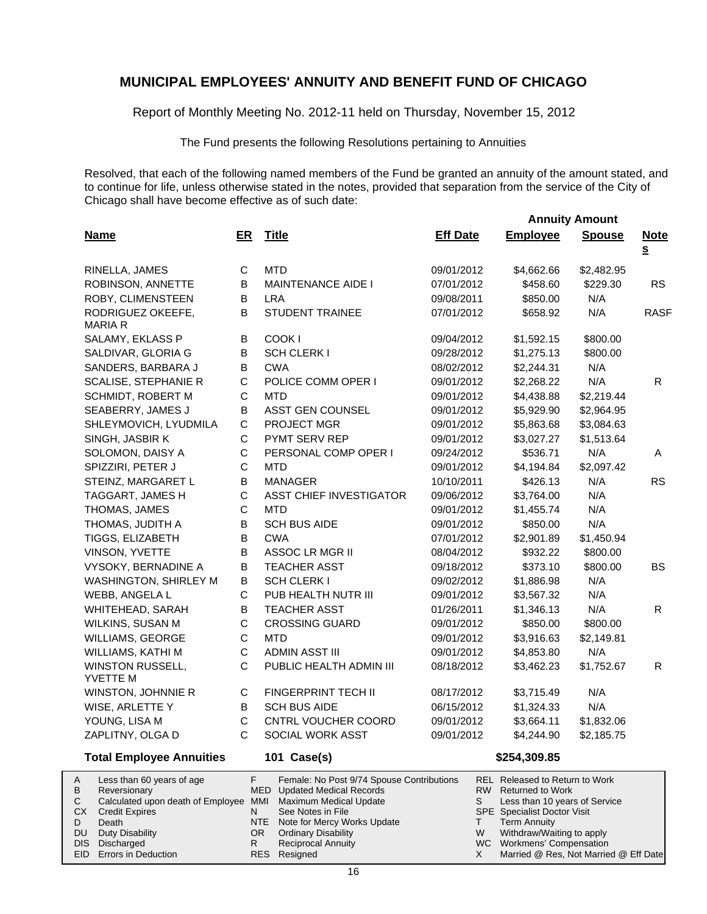# MUNICIPAL EMPLOYEES' ANNUITY AND BENEFIT FUND OF CHICAGO

Report of Monthly Meeting No. 2012-11 held on Thursday, November 15, 2012

The Fund presents the following Resolutions pertaining to Annuities

Resolved, that each of the following named members of the Fund be granted an annuity of the amount stated, and to continue for life, unless otherwise stated in the notes, provided that separation from the service of the City of Chicago shall have become effective as of such date:

| Name | ER | Title | Eff Date | Annuity Amount Employee | Annuity Amount Spouse | Notes |
|---|---|---|---|---|---|---|
| RINELLA, JAMES | C | MTD | 09/01/2012 | $4,662.66 | $2,482.95 | |
| ROBINSON, ANNETTE | B | MAINTENANCE AIDE I | 07/01/2012 | $458.60 | $229.30 | RS |
| ROBY, CLIMENSTEEN | B | LRA | 09/08/2011 | $850.00 | N/A | |
| RODRIGUEZ OKEEFE, MARIA R | B | STUDENT TRAINEE | 07/01/2012 | $658.92 | N/A | RASF |
| SALAMY, EKLASS P | B | COOK I | 09/04/2012 | $1,592.15 | $800.00 | |
| SALDIVAR, GLORIA G | B | SCH CLERK I | 09/28/2012 | $1,275.13 | $800.00 | |
| SANDERS, BARBARA J | B | CWA | 08/02/2012 | $2,244.31 | N/A | |
| SCALISE, STEPHANIE R | C | POLICE COMM OPER I | 09/01/2012 | $2,268.22 | N/A | R |
| SCHMIDT, ROBERT M | C | MTD | 09/01/2012 | $4,438.88 | $2,219.44 | |
| SEABERRY, JAMES J | B | ASST GEN COUNSEL | 09/01/2012 | $5,929.90 | $2,964.95 | |
| SHLEYMOVICH, LYUDMILA | C | PROJECT MGR | 09/01/2012 | $5,863.68 | $3,084.63 | |
| SINGH, JASBIR K | C | PYMT SERV REP | 09/01/2012 | $3,027.27 | $1,513.64 | |
| SOLOMON, DAISY A | C | PERSONAL COMP OPER I | 09/24/2012 | $536.71 | N/A | A |
| SPIZZIRI, PETER J | C | MTD | 09/01/2012 | $4,194.84 | $2,097.42 | |
| STEINZ, MARGARET L | B | MANAGER | 10/10/2011 | $426.13 | N/A | RS |
| TAGGART, JAMES H | C | ASST CHIEF INVESTIGATOR | 09/06/2012 | $3,764.00 | N/A | |
| THOMAS, JAMES | C | MTD | 09/01/2012 | $1,455.74 | N/A | |
| THOMAS, JUDITH A | B | SCH BUS AIDE | 09/01/2012 | $850.00 | N/A | |
| TIGGS, ELIZABETH | B | CWA | 07/01/2012 | $2,901.89 | $1,450.94 | |
| VINSON, YVETTE | B | ASSOC LR MGR II | 08/04/2012 | $932.22 | $800.00 | |
| VYSOKY, BERNADINE A | B | TEACHER ASST | 09/18/2012 | $373.10 | $800.00 | BS |
| WASHINGTON, SHIRLEY M | B | SCH CLERK I | 09/02/2012 | $1,886.98 | N/A | |
| WEBB, ANGELA L | C | PUB HEALTH NUTR III | 09/01/2012 | $3,567.32 | N/A | |
| WHITEHEAD, SARAH | B | TEACHER ASST | 01/26/2011 | $1,346.13 | N/A | R |
| WILKINS, SUSAN M | C | CROSSING GUARD | 09/01/2012 | $850.00 | $800.00 | |
| WILLIAMS, GEORGE | C | MTD | 09/01/2012 | $3,916.63 | $2,149.81 | |
| WILLIAMS, KATHI M | C | ADMIN ASST III | 09/01/2012 | $4,853.80 | N/A | |
| WINSTON RUSSELL, YVETTE M | C | PUBLIC HEALTH ADMIN III | 08/18/2012 | $3,462.23 | $1,752.67 | R |
| WINSTON, JOHNNIE R | C | FINGERPRINT TECH II | 08/17/2012 | $3,715.49 | N/A | |
| WISE, ARLETTE Y | B | SCH BUS AIDE | 06/15/2012 | $1,324.33 | N/A | |
| YOUNG, LISA M | C | CNTRL VOUCHER COORD | 09/01/2012 | $3,664.11 | $1,832.06 | |
| ZAPLITNY, OLGA D | C | SOCIAL WORK ASST | 09/01/2012 | $4,244.90 | $2,185.75 | |
| **Total Employee Annuities** | | **101 Case(s)** | | **$254,309.85** | | |

| | | | | | |
|---|---|---|---|---|---|
| A | Less than 60 years of age | F | Female: No Post 9/74 Spouse Contributions | REL | Released to Return to Work |
| B | Reversionary | MED | Updated Medical Records | RW | Returned to Work |
| C | Calculated upon death of Employee | MMI | Maximum Medical Update | S | Less than 10 years of Service |
| CX | Credit Expires | N | See Notes in File | SPE | Specialist Doctor Visit |
| D | Death | NTE | Note for Mercy Works Update | T | Term Annuity |
| DU | Duty Disability | OR | Ordinary Disability | W | Withdraw/Waiting to apply |
| DIS | Discharged | R | Reciprocal Annuity | WC | Workmens' Compensation |
| EID | Errors in Deduction | RES | Resigned | X | Married @ Res, Not Married @ Eff Date |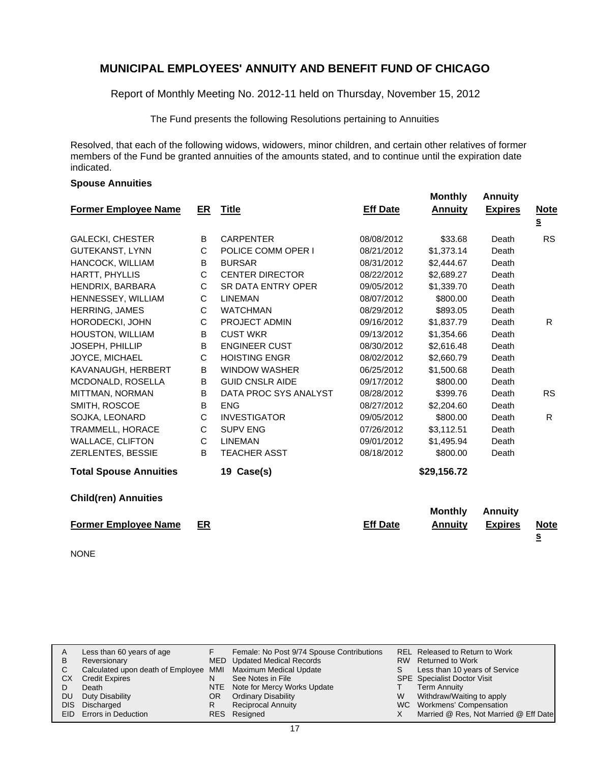# MUNICIPAL EMPLOYEES' ANNUITY AND BENEFIT FUND OF CHICAGO

Report of Monthly Meeting No. 2012-11 held on Thursday, November 15, 2012

The Fund presents the following Resolutions pertaining to Annuities

Resolved, that each of the following widows, widowers, minor children, and certain other relatives of former members of the Fund be granted annuities of the amounts stated, and to continue until the expiration date indicated.

### Spouse Annuities

| Former Employee Name | ER | Title | Eff Date | Monthly Annuity | Annuity Expires | Notes |
|---|---|---|---|---|---|---|
| GALECKI, CHESTER | B | CARPENTER | 08/08/2012 | $33.68 | Death | RS |
| GUTEKANST, LYNN | C | POLICE COMM OPER I | 08/21/2012 | $1,373.14 | Death | |
| HANCOCK, WILLIAM | B | BURSAR | 08/31/2012 | $2,444.67 | Death | |
| HARTT, PHYLLIS | C | CENTER DIRECTOR | 08/22/2012 | $2,689.27 | Death | |
| HENDRIX, BARBARA | C | SR DATA ENTRY OPER | 09/05/2012 | $1,339.70 | Death | |
| HENNESSEY, WILLIAM | C | LINEMAN | 08/07/2012 | $800.00 | Death | |
| HERRING, JAMES | C | WATCHMAN | 08/29/2012 | $893.05 | Death | |
| HORODECKI, JOHN | C | PROJECT ADMIN | 09/16/2012 | $1,837.79 | Death | R |
| HOUSTON, WILLIAM | B | CUST WKR | 09/13/2012 | $1,354.66 | Death | |
| JOSEPH, PHILLIP | B | ENGINEER CUST | 08/30/2012 | $2,616.48 | Death | |
| JOYCE, MICHAEL | C | HOISTING ENGR | 08/02/2012 | $2,660.79 | Death | |
| KAVANAUGH, HERBERT | B | WINDOW WASHER | 06/25/2012 | $1,500.68 | Death | |
| MCDONALD, ROSELLA | B | GUID CNSLR AIDE | 09/17/2012 | $800.00 | Death | |
| MITTMAN, NORMAN | B | DATA PROC SYS ANALYST | 08/28/2012 | $399.76 | Death | RS |
| SMITH, ROSCOE | B | ENG | 08/27/2012 | $2,204.60 | Death | |
| SOJKA, LEONARD | C | INVESTIGATOR | 09/05/2012 | $800.00 | Death | R |
| TRAMMELL, HORACE | C | SUPV ENG | 07/26/2012 | $3,112.51 | Death | |
| WALLACE, CLIFTON | C | LINEMAN | 09/01/2012 | $1,495.94 | Death | |
| ZERLENTES, BESSIE | B | TEACHER ASST | 08/18/2012 | $800.00 | Death | |
| **Total Spouse Annuities** | | **19 Case(s)** | | **$29,156.72** | | |

### Child(ren) Annuities

| Former Employee Name | ER | Eff Date | Monthly Annuity | Annuity Expires | Notes |
|---|---|---|---|---|---|

NONE

| | | | | | |
|---|---|---|---|---|---|
| A | Less than 60 years of age | F | Female: No Post 9/74 Spouse Contributions | REL | Released to Return to Work |
| B | Reversionary | MED | Updated Medical Records | RW | Returned to Work |
| C | Calculated upon death of Employee | MMI | Maximum Medical Update | S | Less than 10 years of Service |
| CX | Credit Expires | N | See Notes in File | SPE | Specialist Doctor Visit |
| D | Death | NTE | Note for Mercy Works Update | T | Term Annuity |
| DU | Duty Disability | OR | Ordinary Disability | W | Withdraw/Waiting to apply |
| DIS | Discharged | R | Reciprocal Annuity | WC | Workmens' Compensation |
| EID | Errors in Deduction | RES | Resigned | X | Married @ Res, Not Married @ Eff Date |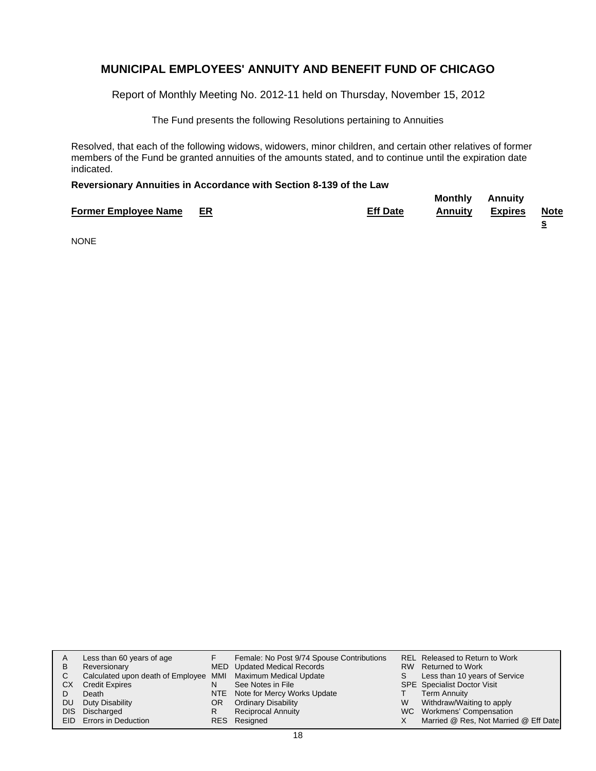## MUNICIPAL EMPLOYEES' ANNUITY AND BENEFIT FUND OF CHICAGO

Report of Monthly Meeting No. 2012-11 held on Thursday, November 15, 2012

The Fund presents the following Resolutions pertaining to Annuities

Resolved, that each of the following widows, widowers, minor children, and certain other relatives of former members of the Fund be granted annuities of the amounts stated, and to continue until the expiration date indicated.

**Reversionary Annuities in Accordance with Section 8-139 of the Law**

| Former Employee Name | ER | Eff Date | Monthly Annuity | Annuity Expires | Notes |
|---|---|---|---|---|---|

NONE

| | | | | | |
|---|---|---|---|---|---|
| A | Less than 60 years of age | F | Female: No Post 9/74 Spouse Contributions | REL | Released to Return to Work |
| B | Reversionary | MED | Updated Medical Records | RW | Returned to Work |
| C | Calculated upon death of Employee | MMI | Maximum Medical Update | S | Less than 10 years of Service |
| CX | Credit Expires | N | See Notes in File | SPE | Specialist Doctor Visit |
| D | Death | NTE | Note for Mercy Works Update | T | Term Annuity |
| DU | Duty Disability | OR | Ordinary Disability | W | Withdraw/Waiting to apply |
| DIS | Discharged | R | Reciprocal Annuity | WC | Workmens' Compensation |
| EID | Errors in Deduction | RES | Resigned | X | Married @ Res, Not Married @ Eff Date |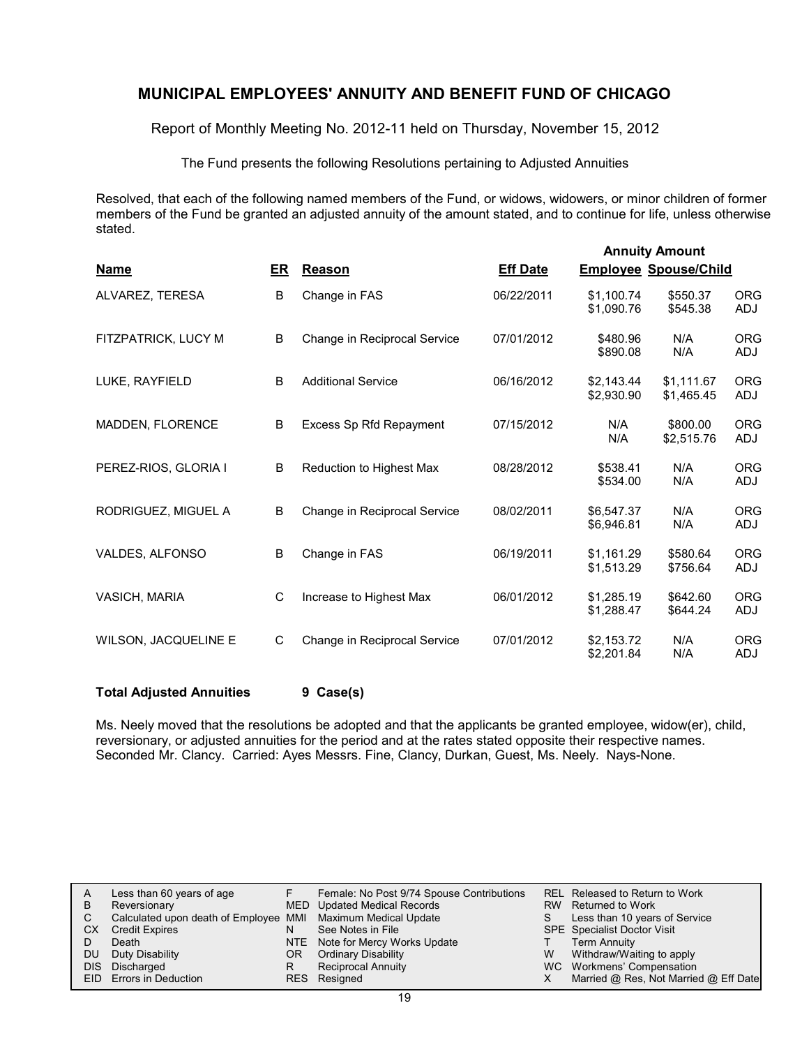# MUNICIPAL EMPLOYEES' ANNUITY AND BENEFIT FUND OF CHICAGO

Report of Monthly Meeting No. 2012-11 held on Thursday, November 15, 2012

The Fund presents the following Resolutions pertaining to Adjusted Annuities

Resolved, that each of the following named members of the Fund, or widows, widowers, or minor children of former members of the Fund be granted an adjusted annuity of the amount stated, and to continue for life, unless otherwise stated.

| Name | ER | Reason | Eff Date | Annuity Amount Employee | Annuity Amount Spouse/Child | |
|---|---|---|---|---|---|---|
| ALVAREZ, TERESA | B | Change in FAS | 06/22/2011 | $1,100.74 | $550.37 | ORG |
| | | | | $1,090.76 | $545.38 | ADJ |
| FITZPATRICK, LUCY M | B | Change in Reciprocal Service | 07/01/2012 | $480.96 | N/A | ORG |
| | | | | $890.08 | N/A | ADJ |
| LUKE, RAYFIELD | B | Additional Service | 06/16/2012 | $2,143.44 | $1,111.67 | ORG |
| | | | | $2,930.90 | $1,465.45 | ADJ |
| MADDEN, FLORENCE | B | Excess Sp Rfd Repayment | 07/15/2012 | N/A | $800.00 | ORG |
| | | | | N/A | $2,515.76 | ADJ |
| PEREZ-RIOS, GLORIA I | B | Reduction to Highest Max | 08/28/2012 | $538.41 | N/A | ORG |
| | | | | $534.00 | N/A | ADJ |
| RODRIGUEZ, MIGUEL A | B | Change in Reciprocal Service | 08/02/2011 | $6,547.37 | N/A | ORG |
| | | | | $6,946.81 | N/A | ADJ |
| VALDES, ALFONSO | B | Change in FAS | 06/19/2011 | $1,161.29 | $580.64 | ORG |
| | | | | $1,513.29 | $756.64 | ADJ |
| VASICH, MARIA | C | Increase to Highest Max | 06/01/2012 | $1,285.19 | $642.60 | ORG |
| | | | | $1,288.47 | $644.24 | ADJ |
| WILSON, JACQUELINE E | C | Change in Reciprocal Service | 07/01/2012 | $2,153.72 | N/A | ORG |
| | | | | $2,201.84 | N/A | ADJ |

**Total Adjusted Annuities 9 Case(s)**

Ms. Neely moved that the resolutions be adopted and that the applicants be granted employee, widow(er), child, reversionary, or adjusted annuities for the period and at the rates stated opposite their respective names. Seconded Mr. Clancy. Carried: Ayes Messrs. Fine, Clancy, Durkan, Guest, Ms. Neely. Nays-None.

| | | | | | |
|---|---|---|---|---|---|
| A | Less than 60 years of age | F | Female: No Post 9/74 Spouse Contributions | REL | Released to Return to Work |
| B | Reversionary | MED | Updated Medical Records | RW | Returned to Work |
| C | Calculated upon death of Employee | MMI | Maximum Medical Update | S | Less than 10 years of Service |
| CX | Credit Expires | N | See Notes in File | SPE | Specialist Doctor Visit |
| D | Death | NTE | Note for Mercy Works Update | T | Term Annuity |
| DU | Duty Disability | OR | Ordinary Disability | W | Withdraw/Waiting to apply |
| DIS | Discharged | R | Reciprocal Annuity | WC | Workmens' Compensation |
| EID | Errors in Deduction | RES | Resigned | X | Married @ Res, Not Married @ Eff Date |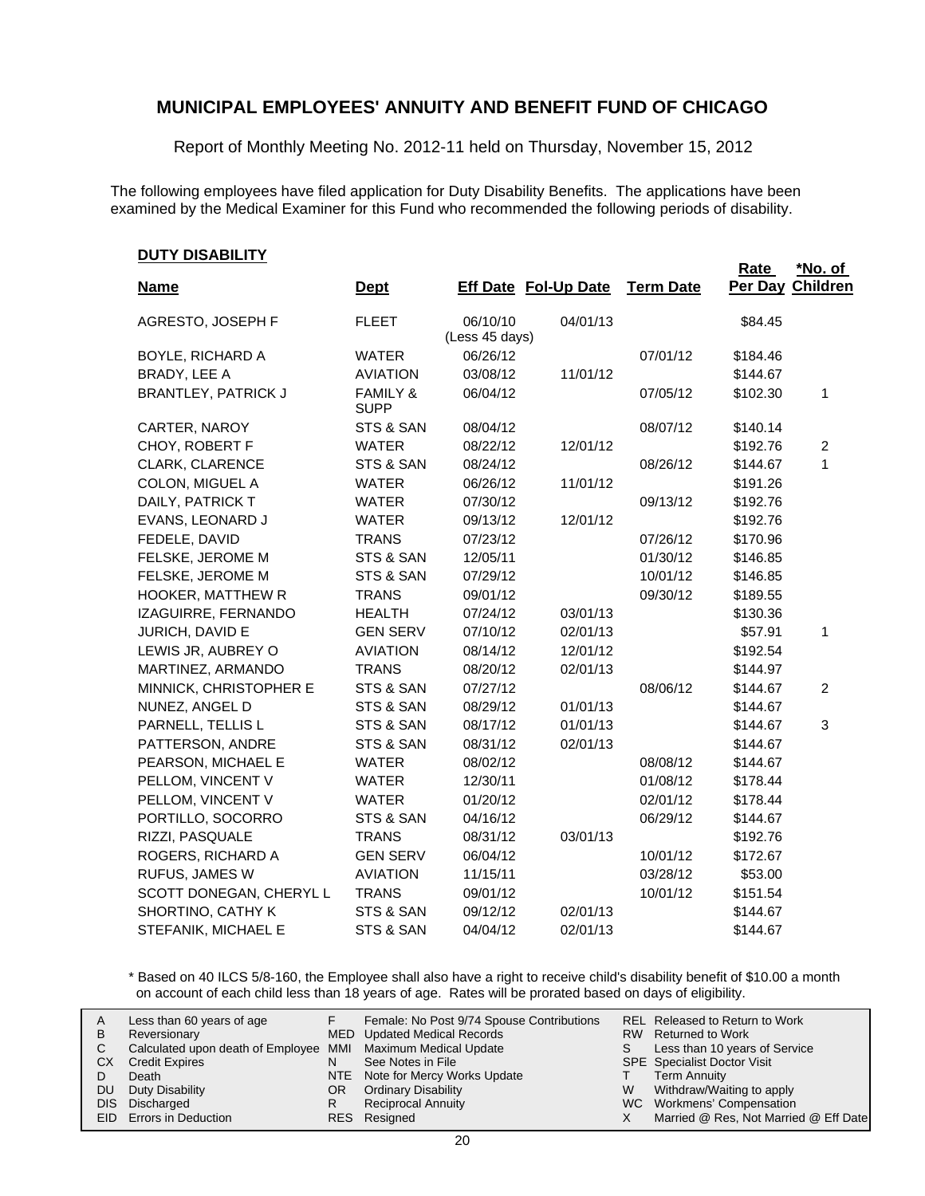# MUNICIPAL EMPLOYEES' ANNUITY AND BENEFIT FUND OF CHICAGO

Report of Monthly Meeting No. 2012-11 held on Thursday, November 15, 2012

The following employees have filed application for Duty Disability Benefits. The applications have been examined by the Medical Examiner for this Fund who recommended the following periods of disability.

**DUTY DISABILITY**

| Name | Dept | Eff Date | Fol-Up Date | Term Date | Rate Per Day | *No. of Children |
|---|---|---|---|---|---|---|
| AGRESTO, JOSEPH F | FLEET | 06/10/10 (Less 45 days) | 04/01/13 | | $84.45 | |
| BOYLE, RICHARD A | WATER | 06/26/12 | | 07/01/12 | $184.46 | |
| BRADY, LEE A | AVIATION | 03/08/12 | 11/01/12 | | $144.67 | |
| BRANTLEY, PATRICK J | FAMILY & SUPP | 06/04/12 | | 07/05/12 | $102.30 | 1 |
| CARTER, NAROY | STS & SAN | 08/04/12 | | 08/07/12 | $140.14 | |
| CHOY, ROBERT F | WATER | 08/22/12 | 12/01/12 | | $192.76 | 2 |
| CLARK, CLARENCE | STS & SAN | 08/24/12 | | 08/26/12 | $144.67 | 1 |
| COLON, MIGUEL A | WATER | 06/26/12 | 11/01/12 | | $191.26 | |
| DAILY, PATRICK T | WATER | 07/30/12 | | 09/13/12 | $192.76 | |
| EVANS, LEONARD J | WATER | 09/13/12 | 12/01/12 | | $192.76 | |
| FEDELE, DAVID | TRANS | 07/23/12 | | 07/26/12 | $170.96 | |
| FELSKE, JEROME M | STS & SAN | 12/05/11 | | 01/30/12 | $146.85 | |
| FELSKE, JEROME M | STS & SAN | 07/29/12 | | 10/01/12 | $146.85 | |
| HOOKER, MATTHEW R | TRANS | 09/01/12 | | 09/30/12 | $189.55 | |
| IZAGUIRRE, FERNANDO | HEALTH | 07/24/12 | 03/01/13 | | $130.36 | |
| JURICH, DAVID E | GEN SERV | 07/10/12 | 02/01/13 | | $57.91 | 1 |
| LEWIS JR, AUBREY O | AVIATION | 08/14/12 | 12/01/12 | | $192.54 | |
| MARTINEZ, ARMANDO | TRANS | 08/20/12 | 02/01/13 | | $144.97 | |
| MINNICK, CHRISTOPHER E | STS & SAN | 07/27/12 | | 08/06/12 | $144.67 | 2 |
| NUNEZ, ANGEL D | STS & SAN | 08/29/12 | 01/01/13 | | $144.67 | |
| PARNELL, TELLIS L | STS & SAN | 08/17/12 | 01/01/13 | | $144.67 | 3 |
| PATTERSON, ANDRE | STS & SAN | 08/31/12 | 02/01/13 | | $144.67 | |
| PEARSON, MICHAEL E | WATER | 08/02/12 | | 08/08/12 | $144.67 | |
| PELLOM, VINCENT V | WATER | 12/30/11 | | 01/08/12 | $178.44 | |
| PELLOM, VINCENT V | WATER | 01/20/12 | | 02/01/12 | $178.44 | |
| PORTILLO, SOCORRO | STS & SAN | 04/16/12 | | 06/29/12 | $144.67 | |
| RIZZI, PASQUALE | TRANS | 08/31/12 | 03/01/13 | | $192.76 | |
| ROGERS, RICHARD A | GEN SERV | 06/04/12 | | 10/01/12 | $172.67 | |
| RUFUS, JAMES W | AVIATION | 11/15/11 | | 03/28/12 | $53.00 | |
| SCOTT DONEGAN, CHERYL L | TRANS | 09/01/12 | | 10/01/12 | $151.54 | |
| SHORTINO, CATHY K | STS & SAN | 09/12/12 | 02/01/13 | | $144.67 | |
| STEFANIK, MICHAEL E | STS & SAN | 04/04/12 | 02/01/13 | | $144.67 | |

* Based on 40 ILCS 5/8-160, the Employee shall also have a right to receive child's disability benefit of $10.00 a month on account of each child less than 18 years of age. Rates will be prorated based on days of eligibility.

| | | | | | |
|---|---|---|---|---|---|
| A | Less than 60 years of age | F | Female: No Post 9/74 Spouse Contributions | REL | Released to Return to Work |
| B | Reversionary | MED | Updated Medical Records | RW | Returned to Work |
| C | Calculated upon death of Employee | MMI | Maximum Medical Update | S | Less than 10 years of Service |
| CX | Credit Expires | N | See Notes in File | SPE | Specialist Doctor Visit |
| D | Death | NTE | Note for Mercy Works Update | T | Term Annuity |
| DU | Duty Disability | OR | Ordinary Disability | W | Withdraw/Waiting to apply |
| DIS | Discharged | R | Reciprocal Annuity | WC | Workmens' Compensation |
| EID | Errors in Deduction | RES | Resigned | X | Married @ Res, Not Married @ Eff Date |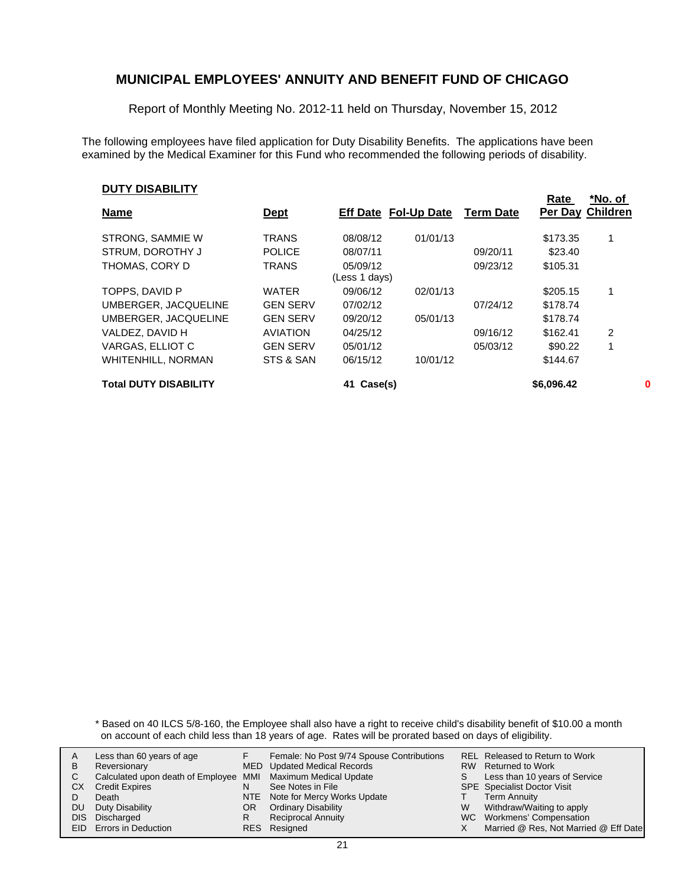## MUNICIPAL EMPLOYEES' ANNUITY AND BENEFIT FUND OF CHICAGO

Report of Monthly Meeting No. 2012-11 held on Thursday, November 15, 2012

The following employees have filed application for Duty Disability Benefits. The applications have been examined by the Medical Examiner for this Fund who recommended the following periods of disability.

### DUTY DISABILITY

| Name | Dept | Eff Date | Fol-Up Date | Term Date | Rate Per Day | *No. of Children |
|---|---|---|---|---|---|---|
| STRONG, SAMMIE W | TRANS | 08/08/12 | 01/01/13 | | $173.35 | 1 |
| STRUM, DOROTHY J | POLICE | 08/07/11 | | 09/20/11 | $23.40 | |
| THOMAS, CORY D | TRANS | 05/09/12 (Less 1 days) | | 09/23/12 | $105.31 | |
| TOPPS, DAVID P | WATER | 09/06/12 | 02/01/13 | | $205.15 | 1 |
| UMBERGER, JACQUELINE | GEN SERV | 07/02/12 | | 07/24/12 | $178.74 | |
| UMBERGER, JACQUELINE | GEN SERV | 09/20/12 | 05/01/13 | | $178.74 | |
| VALDEZ, DAVID H | AVIATION | 04/25/12 | | 09/16/12 | $162.41 | 2 |
| VARGAS, ELLIOT C | GEN SERV | 05/01/12 | | 05/03/12 | $90.22 | 1 |
| WHITENHILL, NORMAN | STS & SAN | 06/15/12 | 10/01/12 | | $144.67 | |
| **Total DUTY DISABILITY** | | **41 Case(s)** | | | **$6,096.42** | **0** |

\* Based on 40 ILCS 5/8-160, the Employee shall also have a right to receive child's disability benefit of $10.00 a month on account of each child less than 18 years of age. Rates will be prorated based on days of eligibility.

| | | | | | |
|---|---|---|---|---|---|
| A | Less than 60 years of age | F | Female: No Post 9/74 Spouse Contributions | REL | Released to Return to Work |
| B | Reversionary | MED | Updated Medical Records | RW | Returned to Work |
| C | Calculated upon death of Employee | MMI | Maximum Medical Update | S | Less than 10 years of Service |
| CX | Credit Expires | N | See Notes in File | SPE | Specialist Doctor Visit |
| D | Death | NTE | Note for Mercy Works Update | T | Term Annuity |
| DU | Duty Disability | OR | Ordinary Disability | W | Withdraw/Waiting to apply |
| DIS | Discharged | R | Reciprocal Annuity | WC | Workmens' Compensation |
| EID | Errors in Deduction | RES | Resigned | X | Married @ Res, Not Married @ Eff Date |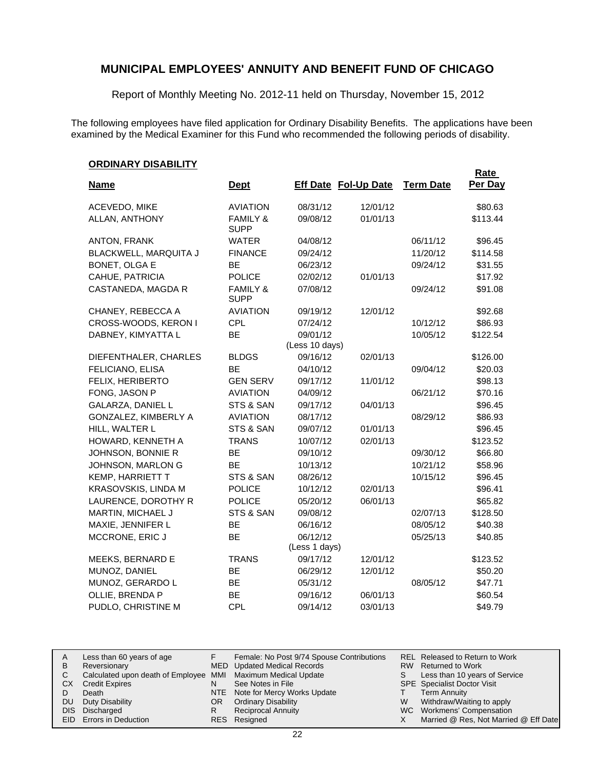## MUNICIPAL EMPLOYEES' ANNUITY AND BENEFIT FUND OF CHICAGO

Report of Monthly Meeting No. 2012-11 held on Thursday, November 15, 2012

The following employees have filed application for Ordinary Disability Benefits. The applications have been examined by the Medical Examiner for this Fund who recommended the following periods of disability.

### ORDINARY DISABILITY

| Name | Dept | Eff Date | Fol-Up Date | Term Date | Rate Per Day |
|---|---|---|---|---|---|
| ACEVEDO, MIKE | AVIATION | 08/31/12 | 12/01/12 | | $80.63 |
| ALLAN, ANTHONY | FAMILY & SUPP | 09/08/12 | 01/01/13 | | $113.44 |
| ANTON, FRANK | WATER | 04/08/12 | | 06/11/12 | $96.45 |
| BLACKWELL, MARQUITA J | FINANCE | 09/24/12 | | 11/20/12 | $114.58 |
| BONET, OLGA E | BE | 06/23/12 | | 09/24/12 | $31.55 |
| CAHUE, PATRICIA | POLICE | 02/02/12 | 01/01/13 | | $17.92 |
| CASTANEDA, MAGDA R | FAMILY & SUPP | 07/08/12 | | 09/24/12 | $91.08 |
| CHANEY, REBECCA A | AVIATION | 09/19/12 | 12/01/12 | | $92.68 |
| CROSS-WOODS, KERON I | CPL | 07/24/12 | | 10/12/12 | $86.93 |
| DABNEY, KIMYATTA L | BE | 09/01/12 (Less 10 days) | | 10/05/12 | $122.54 |
| DIEFENTHALER, CHARLES | BLDGS | 09/16/12 | 02/01/13 | | $126.00 |
| FELICIANO, ELISA | BE | 04/10/12 | | 09/04/12 | $20.03 |
| FELIX, HERIBERTO | GEN SERV | 09/17/12 | 11/01/12 | | $98.13 |
| FONG, JASON P | AVIATION | 04/09/12 | | 06/21/12 | $70.16 |
| GALARZA, DANIEL L | STS & SAN | 09/17/12 | 04/01/13 | | $96.45 |
| GONZALEZ, KIMBERLY A | AVIATION | 08/17/12 | | 08/29/12 | $86.93 |
| HILL, WALTER L | STS & SAN | 09/07/12 | 01/01/13 | | $96.45 |
| HOWARD, KENNETH A | TRANS | 10/07/12 | 02/01/13 | | $123.52 |
| JOHNSON, BONNIE R | BE | 09/10/12 | | 09/30/12 | $66.80 |
| JOHNSON, MARLON G | BE | 10/13/12 | | 10/21/12 | $58.96 |
| KEMP, HARRIETT T | STS & SAN | 08/26/12 | | 10/15/12 | $96.45 |
| KRASOVSKIS, LINDA M | POLICE | 10/12/12 | 02/01/13 | | $96.41 |
| LAURENCE, DOROTHY R | POLICE | 05/20/12 | 06/01/13 | | $65.82 |
| MARTIN, MICHAEL J | STS & SAN | 09/08/12 | | 02/07/13 | $128.50 |
| MAXIE, JENNIFER L | BE | 06/16/12 | | 08/05/12 | $40.38 |
| MCCRONE, ERIC J | BE | 06/12/12 (Less 1 days) | | 05/25/13 | $40.85 |
| MEEKS, BERNARD E | TRANS | 09/17/12 | 12/01/12 | | $123.52 |
| MUNOZ, DANIEL | BE | 06/29/12 | 12/01/12 | | $50.20 |
| MUNOZ, GERARDO L | BE | 05/31/12 | | 08/05/12 | $47.71 |
| OLLIE, BRENDA P | BE | 09/16/12 | 06/01/13 | | $60.54 |
| PUDLO, CHRISTINE M | CPL | 09/14/12 | 03/01/13 | | $49.79 |

| | | | | | |
|---|---|---|---|---|---|
| A | Less than 60 years of age | F | Female: No Post 9/74 Spouse Contributions | REL | Released to Return to Work |
| B | Reversionary | MED | Updated Medical Records | RW | Returned to Work |
| C | Calculated upon death of Employee | MMI | Maximum Medical Update | S | Less than 10 years of Service |
| CX | Credit Expires | N | See Notes in File | SPE | Specialist Doctor Visit |
| D | Death | NTE | Note for Mercy Works Update | T | Term Annuity |
| DU | Duty Disability | OR | Ordinary Disability | W | Withdraw/Waiting to apply |
| DIS | Discharged | R | Reciprocal Annuity | WC | Workmens' Compensation |
| EID | Errors in Deduction | RES | Resigned | X | Married @ Res, Not Married @ Eff Date |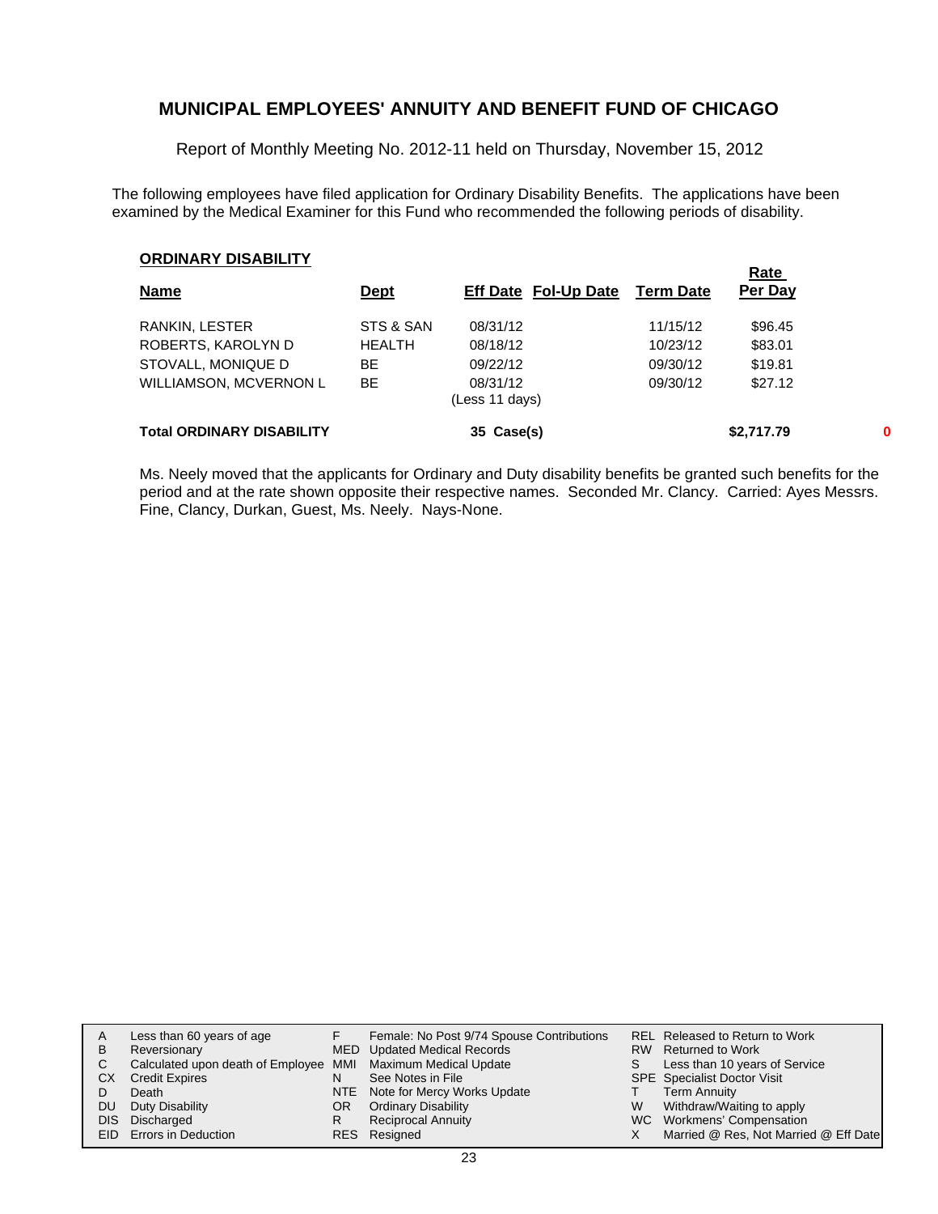## MUNICIPAL EMPLOYEES' ANNUITY AND BENEFIT FUND OF CHICAGO

Report of Monthly Meeting No. 2012-11 held on Thursday, November 15, 2012

The following employees have filed application for Ordinary Disability Benefits. The applications have been examined by the Medical Examiner for this Fund who recommended the following periods of disability.

**ORDINARY DISABILITY**

| Name | Dept | Eff Date | Fol-Up Date | Term Date | Rate Per Day | |
|---|---|---|---|---|---|---|
| RANKIN, LESTER | STS & SAN | 08/31/12 | | 11/15/12 | $96.45 | |
| ROBERTS, KAROLYN D | HEALTH | 08/18/12 | | 10/23/12 | $83.01 | |
| STOVALL, MONIQUE D | BE | 09/22/12 | | 09/30/12 | $19.81 | |
| WILLIAMSON, MCVERNON L | BE | 08/31/12 (Less 11 days) | | 09/30/12 | $27.12 | |
| **Total ORDINARY DISABILITY** | | **35 Case(s)** | | | **$2,717.79** | **0** |

Ms. Neely moved that the applicants for Ordinary and Duty disability benefits be granted such benefits for the period and at the rate shown opposite their respective names. Seconded Mr. Clancy. Carried: Ayes Messrs. Fine, Clancy, Durkan, Guest, Ms. Neely. Nays-None.

| | | | | | |
|---|---|---|---|---|---|
| A | Less than 60 years of age | F | Female: No Post 9/74 Spouse Contributions | REL | Released to Return to Work |
| B | Reversionary | MED | Updated Medical Records | RW | Returned to Work |
| C | Calculated upon death of Employee | MMI | Maximum Medical Update | S | Less than 10 years of Service |
| CX | Credit Expires | N | See Notes in File | SPE | Specialist Doctor Visit |
| D | Death | NTE | Note for Mercy Works Update | T | Term Annuity |
| DU | Duty Disability | OR | Ordinary Disability | W | Withdraw/Waiting to apply |
| DIS | Discharged | R | Reciprocal Annuity | WC | Workmens' Compensation |
| EID | Errors in Deduction | RES | Resigned | X | Married @ Res, Not Married @ Eff Date |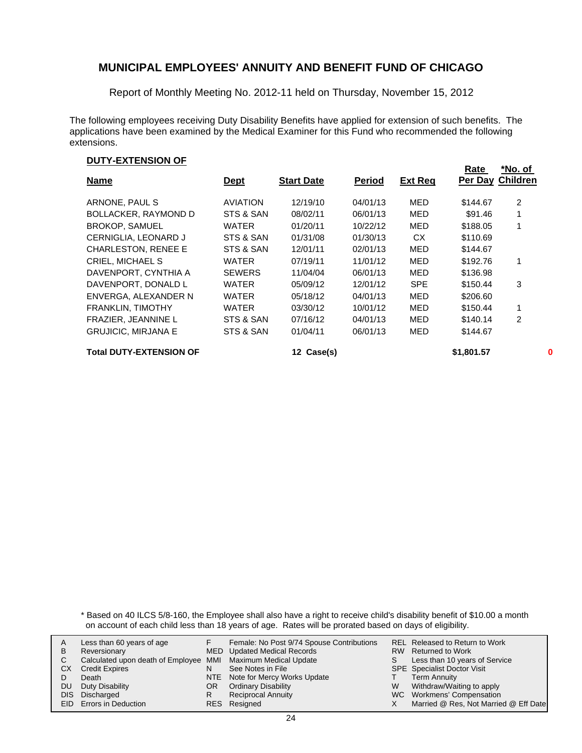## MUNICIPAL EMPLOYEES' ANNUITY AND BENEFIT FUND OF CHICAGO

Report of Monthly Meeting No. 2012-11 held on Thursday, November 15, 2012

The following employees receiving Duty Disability Benefits have applied for extension of such benefits. The applications have been examined by the Medical Examiner for this Fund who recommended the following extensions.

**DUTY-EXTENSION OF**

| Name | Dept | Start Date | Period | Ext Req | Rate Per Day | *No. of Children |
|---|---|---|---|---|---|---|
| ARNONE, PAUL S | AVIATION | 12/19/10 | 04/01/13 | MED | $144.67 | 2 |
| BOLLACKER, RAYMOND D | STS & SAN | 08/02/11 | 06/01/13 | MED | $91.46 | 1 |
| BROKOP, SAMUEL | WATER | 01/20/11 | 10/22/12 | MED | $188.05 | 1 |
| CERNIGLIA, LEONARD J | STS & SAN | 01/31/08 | 01/30/13 | CX | $110.69 | |
| CHARLESTON, RENEE E | STS & SAN | 12/01/11 | 02/01/13 | MED | $144.67 | |
| CRIEL, MICHAEL S | WATER | 07/19/11 | 11/01/12 | MED | $192.76 | 1 |
| DAVENPORT, CYNTHIA A | SEWERS | 11/04/04 | 06/01/13 | MED | $136.98 | |
| DAVENPORT, DONALD L | WATER | 05/09/12 | 12/01/12 | SPE | $150.44 | 3 |
| ENVERGA, ALEXANDER N | WATER | 05/18/12 | 04/01/13 | MED | $206.60 | |
| FRANKLIN, TIMOTHY | WATER | 03/30/12 | 10/01/12 | MED | $150.44 | 1 |
| FRAZIER, JEANNINE L | STS & SAN | 07/16/12 | 04/01/13 | MED | $140.14 | 2 |
| GRUJICIC, MIRJANA E | STS & SAN | 01/04/11 | 06/01/13 | MED | $144.67 | |
| **Total DUTY-EXTENSION OF** | | **12 Case(s)** | | | **$1,801.57** | **0** |

\* Based on 40 ILCS 5/8-160, the Employee shall also have a right to receive child's disability benefit of $10.00 a month on account of each child less than 18 years of age. Rates will be prorated based on days of eligibility.

| | | | | | |
|---|---|---|---|---|---|
| A | Less than 60 years of age | F | Female: No Post 9/74 Spouse Contributions | REL | Released to Return to Work |
| B | Reversionary | MED | Updated Medical Records | RW | Returned to Work |
| C | Calculated upon death of Employee | MMI | Maximum Medical Update | S | Less than 10 years of Service |
| CX | Credit Expires | N | See Notes in File | SPE | Specialist Doctor Visit |
| D | Death | NTE | Note for Mercy Works Update | T | Term Annuity |
| DU | Duty Disability | OR | Ordinary Disability | W | Withdraw/Waiting to apply |
| DIS | Discharged | R | Reciprocal Annuity | WC | Workmens' Compensation |
| EID | Errors in Deduction | RES | Resigned | X | Married @ Res, Not Married @ Eff Date |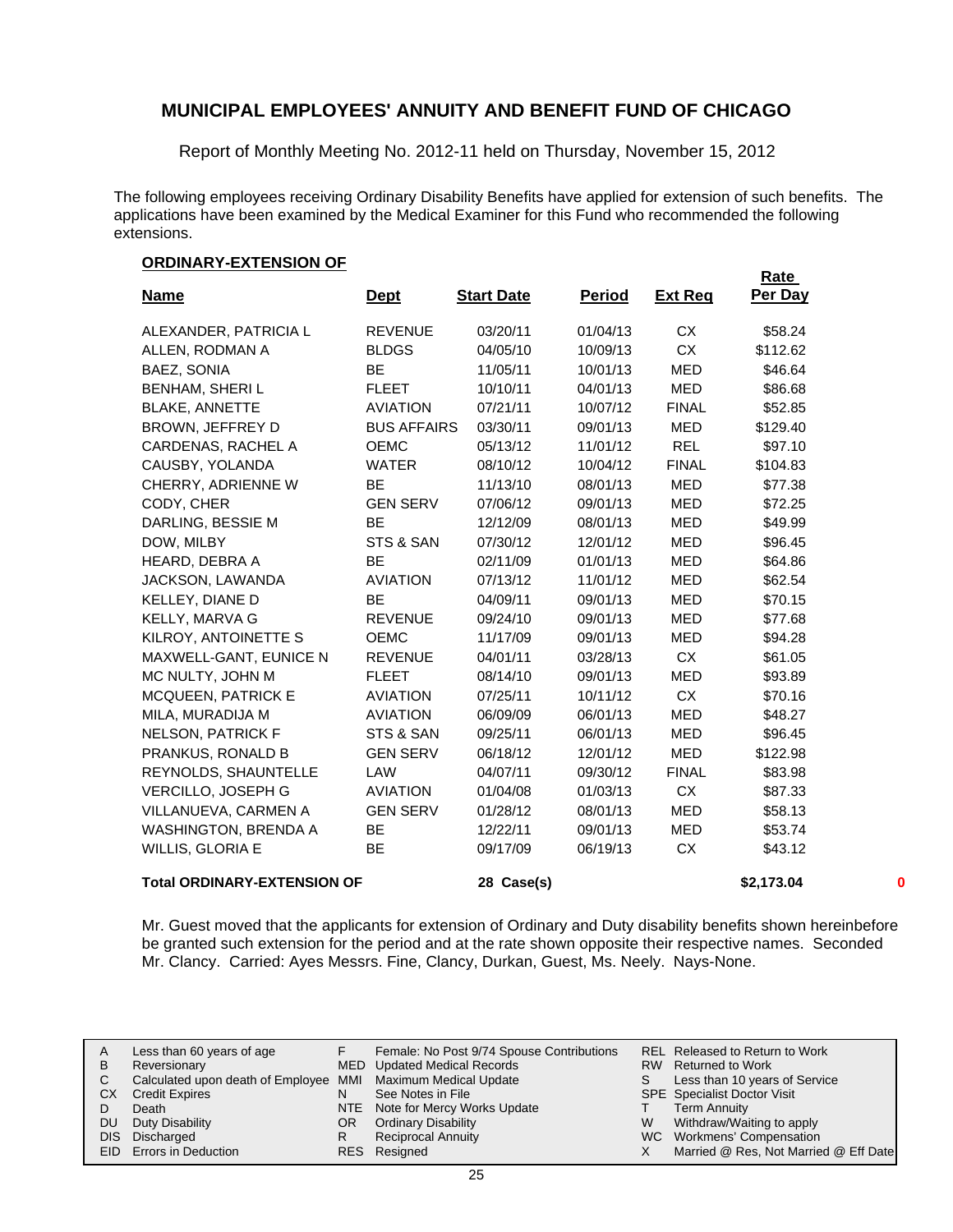## MUNICIPAL EMPLOYEES' ANNUITY AND BENEFIT FUND OF CHICAGO

Report of Monthly Meeting No. 2012-11 held on Thursday, November 15, 2012

The following employees receiving Ordinary Disability Benefits have applied for extension of such benefits. The applications have been examined by the Medical Examiner for this Fund who recommended the following extensions.

**ORDINARY-EXTENSION OF**

| Name | Dept | Start Date | Period | Ext Req | Rate Per Day |
|---|---|---|---|---|---|
| ALEXANDER, PATRICIA L | REVENUE | 03/20/11 | 01/04/13 | CX | $58.24 |
| ALLEN, RODMAN A | BLDGS | 04/05/10 | 10/09/13 | CX | $112.62 |
| BAEZ, SONIA | BE | 11/05/11 | 10/01/13 | MED | $46.64 |
| BENHAM, SHERI L | FLEET | 10/10/11 | 04/01/13 | MED | $86.68 |
| BLAKE, ANNETTE | AVIATION | 07/21/11 | 10/07/12 | FINAL | $52.85 |
| BROWN, JEFFREY D | BUS AFFAIRS | 03/30/11 | 09/01/13 | MED | $129.40 |
| CARDENAS, RACHEL A | OEMC | 05/13/12 | 11/01/12 | REL | $97.10 |
| CAUSBY, YOLANDA | WATER | 08/10/12 | 10/04/12 | FINAL | $104.83 |
| CHERRY, ADRIENNE W | BE | 11/13/10 | 08/01/13 | MED | $77.38 |
| CODY, CHER | GEN SERV | 07/06/12 | 09/01/13 | MED | $72.25 |
| DARLING, BESSIE M | BE | 12/12/09 | 08/01/13 | MED | $49.99 |
| DOW, MILBY | STS & SAN | 07/30/12 | 12/01/12 | MED | $96.45 |
| HEARD, DEBRA A | BE | 02/11/09 | 01/01/13 | MED | $64.86 |
| JACKSON, LAWANDA | AVIATION | 07/13/12 | 11/01/12 | MED | $62.54 |
| KELLEY, DIANE D | BE | 04/09/11 | 09/01/13 | MED | $70.15 |
| KELLY, MARVA G | REVENUE | 09/24/10 | 09/01/13 | MED | $77.68 |
| KILROY, ANTOINETTE S | OEMC | 11/17/09 | 09/01/13 | MED | $94.28 |
| MAXWELL-GANT, EUNICE N | REVENUE | 04/01/11 | 03/28/13 | CX | $61.05 |
| MC NULTY, JOHN M | FLEET | 08/14/10 | 09/01/13 | MED | $93.89 |
| MCQUEEN, PATRICK E | AVIATION | 07/25/11 | 10/11/12 | CX | $70.16 |
| MILA, MURADIJA M | AVIATION | 06/09/09 | 06/01/13 | MED | $48.27 |
| NELSON, PATRICK F | STS & SAN | 09/25/11 | 06/01/13 | MED | $96.45 |
| PRANKUS, RONALD B | GEN SERV | 06/18/12 | 12/01/12 | MED | $122.98 |
| REYNOLDS, SHAUNTELLE | LAW | 04/07/11 | 09/30/12 | FINAL | $83.98 |
| VERCILLO, JOSEPH G | AVIATION | 01/04/08 | 01/03/13 | CX | $87.33 |
| VILLANUEVA, CARMEN A | GEN SERV | 01/28/12 | 08/01/13 | MED | $58.13 |
| WASHINGTON, BRENDA A | BE | 12/22/11 | 09/01/13 | MED | $53.74 |
| WILLIS, GLORIA E | BE | 09/17/09 | 06/19/13 | CX | $43.12 |
| **Total ORDINARY-EXTENSION OF** | | **28 Case(s)** | | | **$2,173.04** |

0

Mr. Guest moved that the applicants for extension of Ordinary and Duty disability benefits shown hereinbefore be granted such extension for the period and at the rate shown opposite their respective names. Seconded Mr. Clancy. Carried: Ayes Messrs. Fine, Clancy, Durkan, Guest, Ms. Neely. Nays-None.

| | | | | | |
|---|---|---|---|---|---|
| A | Less than 60 years of age | F | Female: No Post 9/74 Spouse Contributions | REL | Released to Return to Work |
| B | Reversionary | MED | Updated Medical Records | RW | Returned to Work |
| C | Calculated upon death of Employee | MMI | Maximum Medical Update | S | Less than 10 years of Service |
| CX | Credit Expires | N | See Notes in File | SPE | Specialist Doctor Visit |
| D | Death | NTE | Note for Mercy Works Update | T | Term Annuity |
| DU | Duty Disability | OR | Ordinary Disability | W | Withdraw/Waiting to apply |
| DIS | Discharged | R | Reciprocal Annuity | WC | Workmens' Compensation |
| EID | Errors in Deduction | RES | Resigned | X | Married @ Res, Not Married @ Eff Date |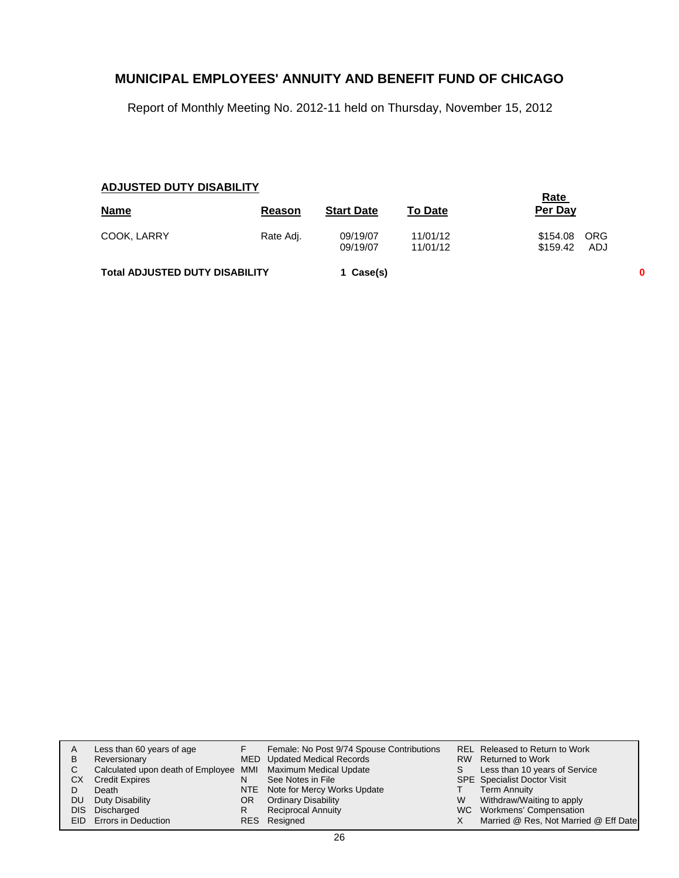## MUNICIPAL EMPLOYEES' ANNUITY AND BENEFIT FUND OF CHICAGO

Report of Monthly Meeting No. 2012-11 held on Thursday, November 15, 2012

**ADJUSTED DUTY DISABILITY**

| Name | Reason | Start Date | To Date | Rate Per Day | |
|---|---|---|---|---|---|
| COOK, LARRY | Rate Adj. | 09/19/07 | 11/01/12 | $154.08 | ORG |
| | | 09/19/07 | 11/01/12 | $159.42 | ADJ |

**Total ADJUSTED DUTY DISABILITY** **1 Case(s)** **0**

| | | | | | |
|---|---|---|---|---|---|
| A | Less than 60 years of age | F | Female: No Post 9/74 Spouse Contributions | REL | Released to Return to Work |
| B | Reversionary | MED | Updated Medical Records | RW | Returned to Work |
| C | Calculated upon death of Employee | MMI | Maximum Medical Update | S | Less than 10 years of Service |
| CX | Credit Expires | N | See Notes in File | SPE | Specialist Doctor Visit |
| D | Death | NTE | Note for Mercy Works Update | T | Term Annuity |
| DU | Duty Disability | OR | Ordinary Disability | W | Withdraw/Waiting to apply |
| DIS | Discharged | R | Reciprocal Annuity | WC | Workmens' Compensation |
| EID | Errors in Deduction | RES | Resigned | X | Married @ Res, Not Married @ Eff Date |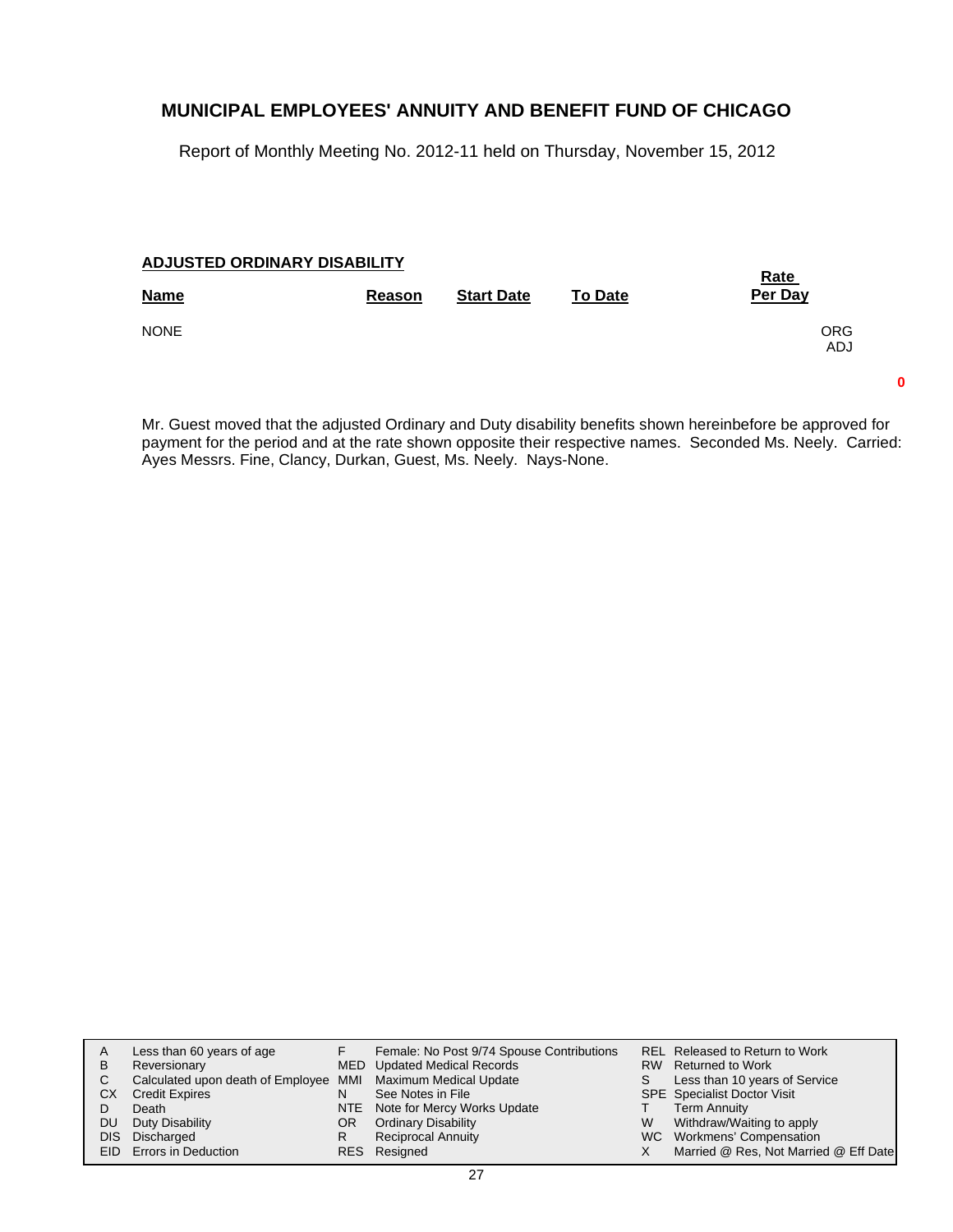# MUNICIPAL EMPLOYEES' ANNUITY AND BENEFIT FUND OF CHICAGO

Report of Monthly Meeting No. 2012-11 held on Thursday, November 15, 2012

**ADJUSTED ORDINARY DISABILITY**

| Name | Reason | Start Date | To Date | Rate Per Day | |
|---|---|---|---|---|---|
| NONE | | | | | ORG<br>ADJ |

0

Mr. Guest moved that the adjusted Ordinary and Duty disability benefits shown hereinbefore be approved for payment for the period and at the rate shown opposite their respective names. Seconded Ms. Neely. Carried: Ayes Messrs. Fine, Clancy, Durkan, Guest, Ms. Neely. Nays-None.

| | | | | | |
|---|---|---|---|---|---|
| A | Less than 60 years of age | F | Female: No Post 9/74 Spouse Contributions | REL | Released to Return to Work |
| B | Reversionary | MED | Updated Medical Records | RW | Returned to Work |
| C | Calculated upon death of Employee | MMI | Maximum Medical Update | S | Less than 10 years of Service |
| CX | Credit Expires | N | See Notes in File | SPE | Specialist Doctor Visit |
| D | Death | NTE | Note for Mercy Works Update | T | Term Annuity |
| DU | Duty Disability | OR | Ordinary Disability | W | Withdraw/Waiting to apply |
| DIS | Discharged | R | Reciprocal Annuity | WC | Workmens' Compensation |
| EID | Errors in Deduction | RES | Resigned | X | Married @ Res, Not Married @ Eff Date |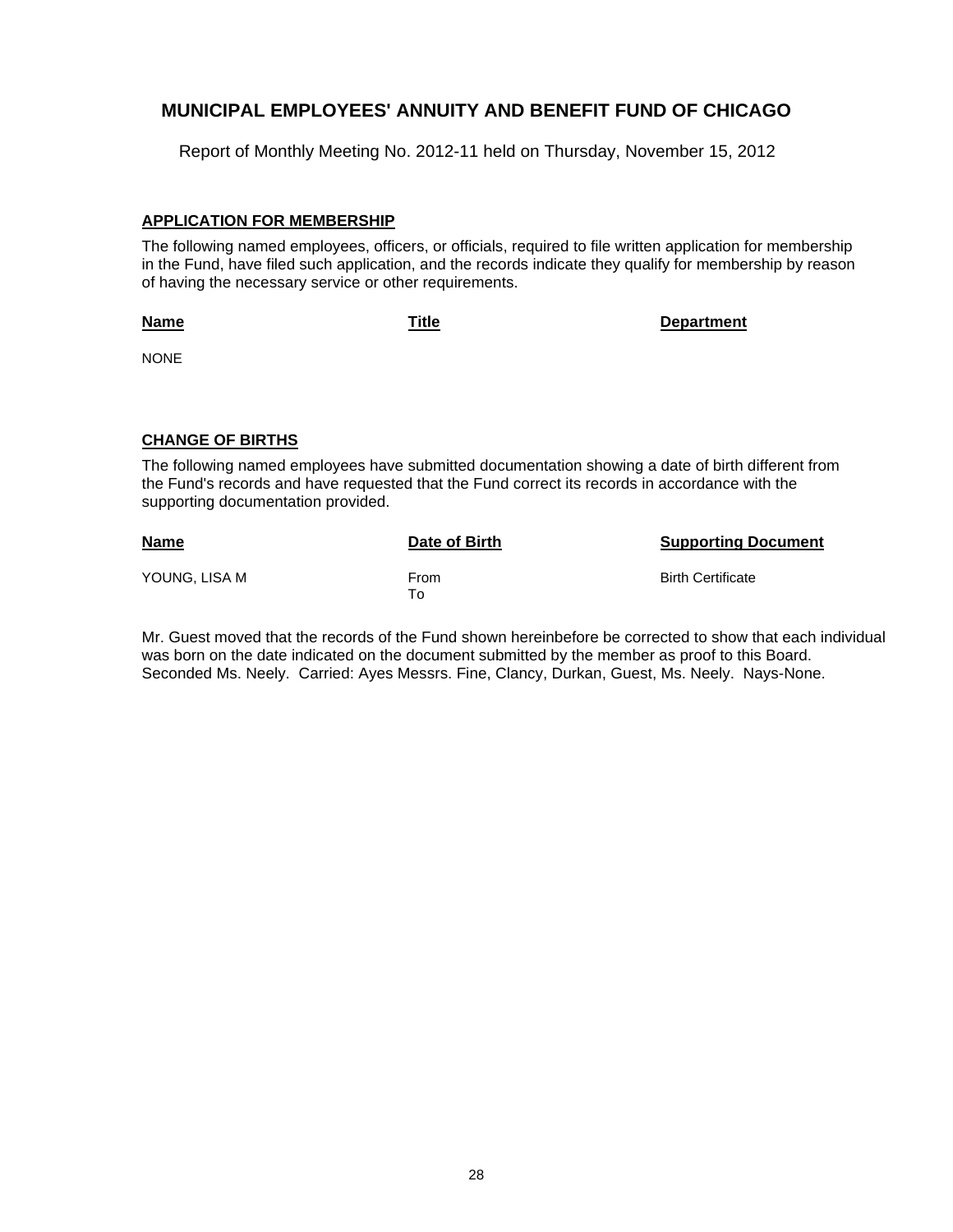# MUNICIPAL EMPLOYEES' ANNUITY AND BENEFIT FUND OF CHICAGO

Report of Monthly Meeting No. 2012-11 held on Thursday, November 15, 2012

## APPLICATION FOR MEMBERSHIP

The following named employees, officers, or officials, required to file written application for membership in the Fund, have filed such application, and the records indicate they qualify for membership by reason of having the necessary service or other requirements.

| Name | Title | Department |
|---|---|---|
| NONE | | |

## CHANGE OF BIRTHS

The following named employees have submitted documentation showing a date of birth different from the Fund's records and have requested that the Fund correct its records in accordance with the supporting documentation provided.

| Name | Date of Birth | Supporting Document |
|---|---|---|
| YOUNG, LISA M | From<br>To | Birth Certificate |

Mr. Guest moved that the records of the Fund shown hereinbefore be corrected to show that each individual was born on the date indicated on the document submitted by the member as proof to this Board. Seconded Ms. Neely. Carried: Ayes Messrs. Fine, Clancy, Durkan, Guest, Ms. Neely. Nays-None.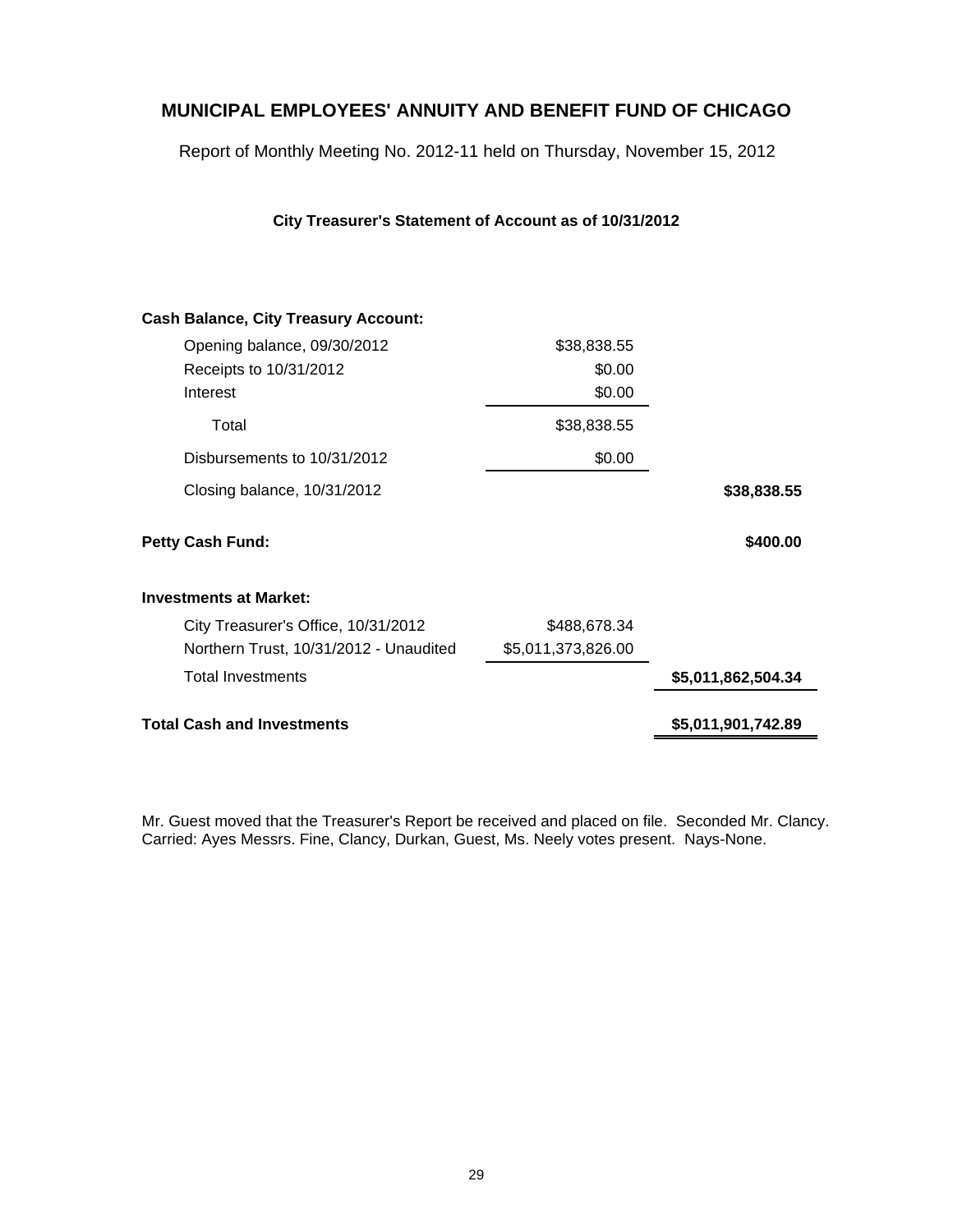## MUNICIPAL EMPLOYEES' ANNUITY AND BENEFIT FUND OF CHICAGO

Report of Monthly Meeting No. 2012-11 held on Thursday, November 15, 2012

### City Treasurer's Statement of Account as of 10/31/2012

| | | |
|---|---|---|
| **Cash Balance, City Treasury Account:** | | |
| Opening balance, 09/30/2012 | $38,838.55 | |
| Receipts to 10/31/2012 | $0.00 | |
| Interest | $0.00 | |
| Total | $38,838.55 | |
| Disbursements to 10/31/2012 | $0.00 | |
| Closing balance, 10/31/2012 | | **$38,838.55** |
| **Petty Cash Fund:** | | **$400.00** |
| **Investments at Market:** | | |
| City Treasurer's Office, 10/31/2012 | $488,678.34 | |
| Northern Trust, 10/31/2012 - Unaudited | $5,011,373,826.00 | |
| Total Investments | | **$5,011,862,504.34** |
| **Total Cash and Investments** | | **$5,011,901,742.89** |

Mr. Guest moved that the Treasurer's Report be received and placed on file. Seconded Mr. Clancy. Carried: Ayes Messrs. Fine, Clancy, Durkan, Guest, Ms. Neely votes present. Nays-None.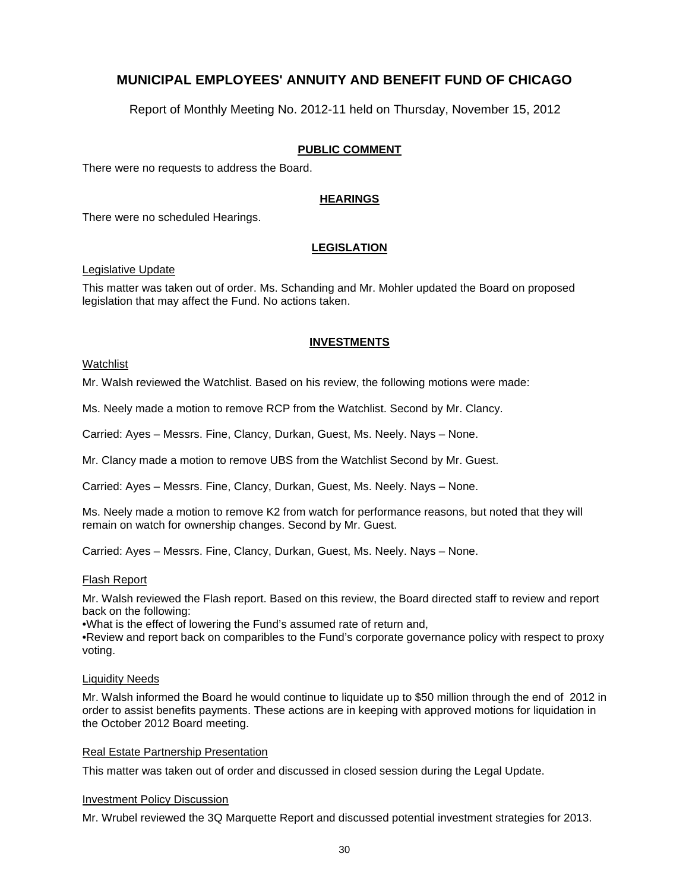# MUNICIPAL EMPLOYEES' ANNUITY AND BENEFIT FUND OF CHICAGO

Report of Monthly Meeting No. 2012-11 held on Thursday, November 15, 2012

## PUBLIC COMMENT

There were no requests to address the Board.

## HEARINGS

There were no scheduled Hearings.

## LEGISLATION

### Legislative Update

This matter was taken out of order. Ms. Schanding and Mr. Mohler updated the Board on proposed legislation that may affect the Fund. No actions taken.

## INVESTMENTS

### Watchlist

Mr. Walsh reviewed the Watchlist. Based on his review, the following motions were made:

Ms. Neely made a motion to remove RCP from the Watchlist. Second by Mr. Clancy.

Carried: Ayes – Messrs. Fine, Clancy, Durkan, Guest, Ms. Neely. Nays – None.

Mr. Clancy made a motion to remove UBS from the Watchlist Second by Mr. Guest.

Carried: Ayes – Messrs. Fine, Clancy, Durkan, Guest, Ms. Neely. Nays – None.

Ms. Neely made a motion to remove K2 from watch for performance reasons, but noted that they will remain on watch for ownership changes. Second by Mr. Guest.

Carried: Ayes – Messrs. Fine, Clancy, Durkan, Guest, Ms. Neely. Nays – None.

### Flash Report

Mr. Walsh reviewed the Flash report. Based on this review, the Board directed staff to review and report back on the following:

- What is the effect of lowering the Fund's assumed rate of return and,
- Review and report back on comparibles to the Fund's corporate governance policy with respect to proxy voting.

### Liquidity Needs

Mr. Walsh informed the Board he would continue to liquidate up to $50 million through the end of 2012 in order to assist benefits payments. These actions are in keeping with approved motions for liquidation in the October 2012 Board meeting.

### Real Estate Partnership Presentation

This matter was taken out of order and discussed in closed session during the Legal Update.

### Investment Policy Discussion

Mr. Wrubel reviewed the 3Q Marquette Report and discussed potential investment strategies for 2013.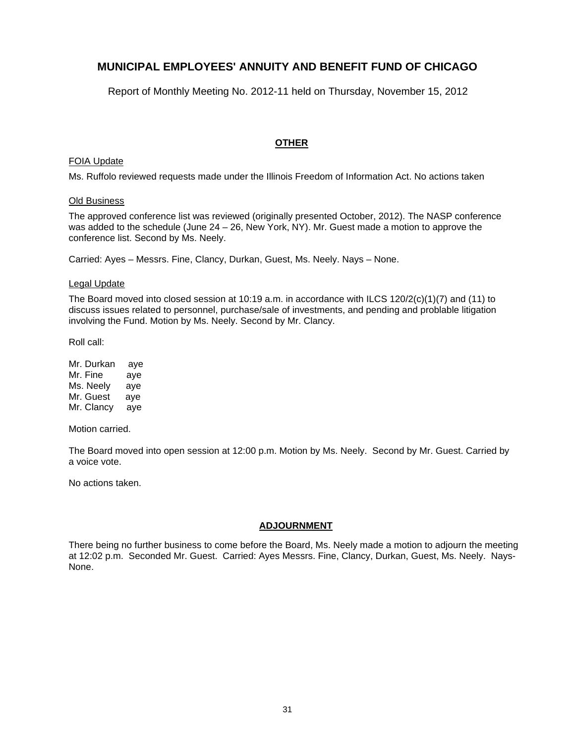# MUNICIPAL EMPLOYEES' ANNUITY AND BENEFIT FUND OF CHICAGO

Report of Monthly Meeting No. 2012-11 held on Thursday, November 15, 2012

## OTHER

FOIA Update

Ms. Ruffolo reviewed requests made under the Illinois Freedom of Information Act. No actions taken

Old Business

The approved conference list was reviewed (originally presented October, 2012). The NASP conference was added to the schedule (June 24 – 26, New York, NY). Mr. Guest made a motion to approve the conference list. Second by Ms. Neely.

Carried: Ayes – Messrs. Fine, Clancy, Durkan, Guest, Ms. Neely. Nays – None.

Legal Update

The Board moved into closed session at 10:19 a.m. in accordance with ILCS 120/2(c)(1)(7) and (11) to discuss issues related to personnel, purchase/sale of investments, and pending and problable litigation involving the Fund. Motion by Ms. Neely. Second by Mr. Clancy.

Roll call:

| | |
|---|---|
| Mr. Durkan | aye |
| Mr. Fine | aye |
| Ms. Neely | aye |
| Mr. Guest | aye |
| Mr. Clancy | aye |

Motion carried.

The Board moved into open session at 12:00 p.m. Motion by Ms. Neely. Second by Mr. Guest. Carried by a voice vote.

No actions taken.

## ADJOURNMENT

There being no further business to come before the Board, Ms. Neely made a motion to adjourn the meeting at 12:02 p.m. Seconded Mr. Guest. Carried: Ayes Messrs. Fine, Clancy, Durkan, Guest, Ms. Neely. Nays- None.